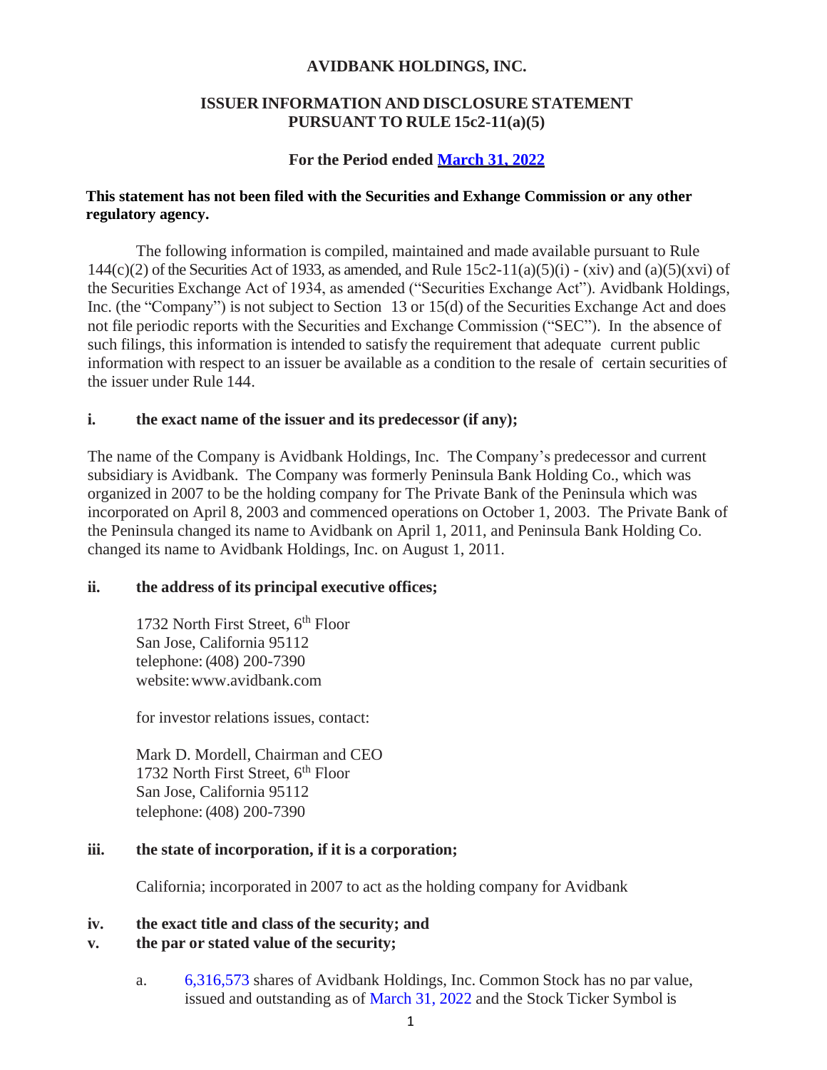**AVIDBANK HOLDINGS, INC.**

**ISSUER INFORMATION AND DISCLOSURE STATEMENT PURSUANT TO RULE 15c2-11(a)(5)**

**For the Period ended March 31, 2022**

**This statement has not been filed with the Securities and Exhange Commission or any other regulatory agency.**

The following information is compiled, maintained and made available pursuant to Rule 144(c)(2) of the Securities Act of 1933, as amended, and Rule 15c2-11(a)(5)(i) - (xiv) and (a)(5)(xvi) of the Securities Exchange Act of 1934, as amended ("Securities Exchange Act"). Avidbank Holdings, Inc. (the "Company") is not subject to Section 13 or 15(d) of the Securities Exchange Act and does not file periodic reports with the Securities and Exchange Commission ("SEC"). In the absence of such filings, this information is intended to satisfy the requirement that adequate current public information with respect to an issuer be available as a condition to the resale of certain securities of the issuer under Rule 144.

### i. the exact name of the issuer and its predecessor (if any);

The name of the Company is Avidbank Holdings, Inc. The Company's predecessor and current subsidiary is Avidbank. The Company was formerly Peninsula Bank Holding Co., which was organized in 2007 to be the holding company for The Private Bank of the Peninsula which was incorporated on April 8, 2003 and commenced operations on October 1, 2003. The Private Bank of the Peninsula changed its name to Avidbank on April 1, 2011, and Peninsula Bank Holding Co. changed its name to Avidbank Holdings, Inc. on August 1, 2011.

### ii. the address of its principal executive offices;

1732 North First Street, 6th Floor
San Jose, California 95112
telephone: (408) 200-7390
website: www.avidbank.com

for investor relations issues, contact:

Mark D. Mordell, Chairman and CEO
1732 North First Street, 6th Floor
San Jose, California 95112
telephone: (408) 200-7390

### iii. the state of incorporation, if it is a corporation;

California; incorporated in 2007 to act as the holding company for Avidbank

### iv. the exact title and class of the security; and

### v. the par or stated value of the security;

a. 6,316,573 shares of Avidbank Holdings, Inc. Common Stock has no par value, issued and outstanding as of March 31, 2022 and the Stock Ticker Symbol is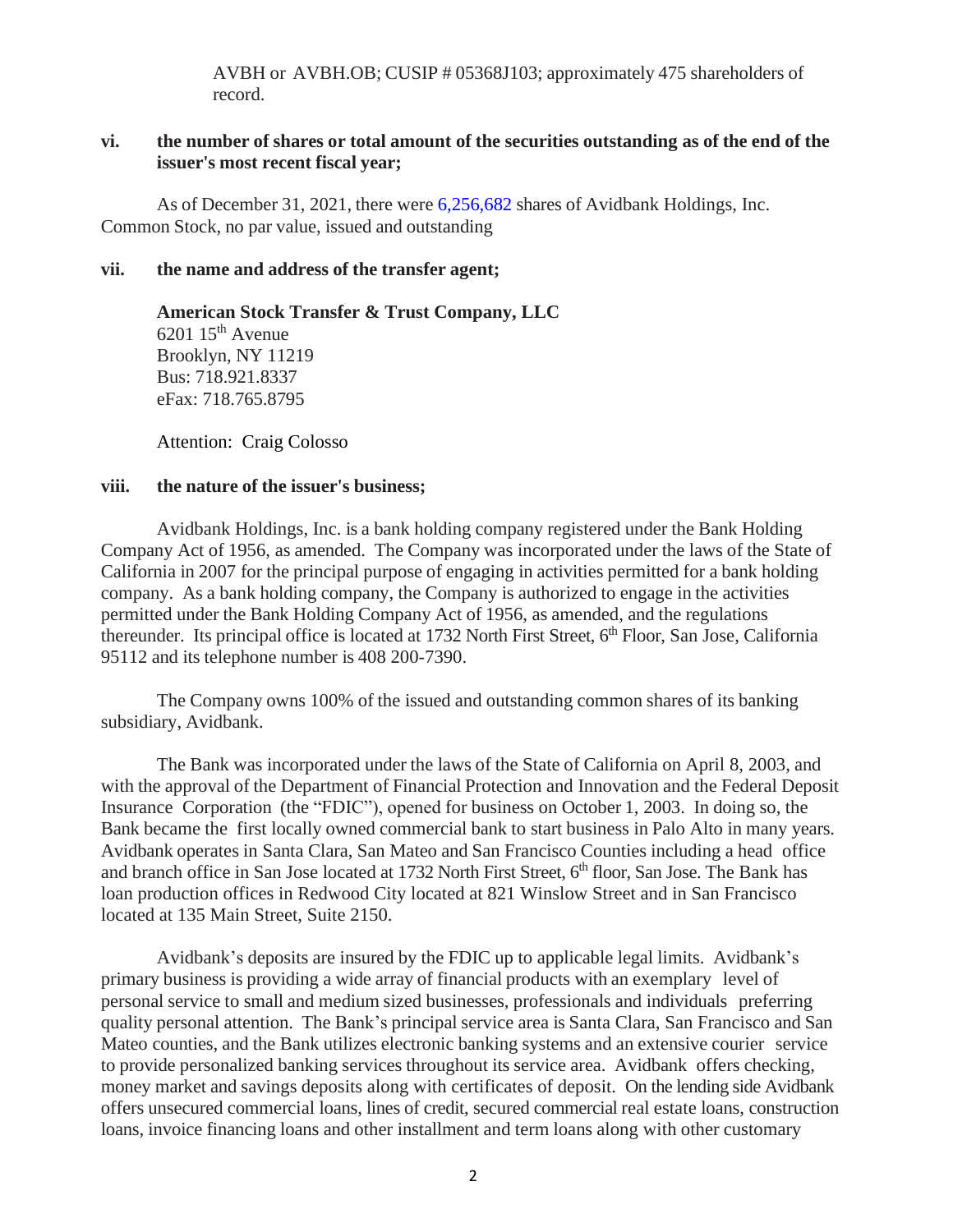AVBH or AVBH.OB; CUSIP # 05368J103; approximately 475 shareholders of record.

**vi. the number of shares or total amount of the securities outstanding as of the end of the issuer's most recent fiscal year;**

As of December 31, 2021, there were 6,256,682 shares of Avidbank Holdings, Inc. Common Stock, no par value, issued and outstanding

**vii. the name and address of the transfer agent;**

**American Stock Transfer & Trust Company, LLC**
6201 15th Avenue
Brooklyn, NY 11219
Bus: 718.921.8337
eFax: 718.765.8795

Attention: Craig Colosso

**viii. the nature of the issuer's business;**

Avidbank Holdings, Inc. is a bank holding company registered under the Bank Holding Company Act of 1956, as amended. The Company was incorporated under the laws of the State of California in 2007 for the principal purpose of engaging in activities permitted for a bank holding company. As a bank holding company, the Company is authorized to engage in the activities permitted under the Bank Holding Company Act of 1956, as amended, and the regulations thereunder. Its principal office is located at 1732 North First Street, 6th Floor, San Jose, California 95112 and its telephone number is 408 200-7390.

The Company owns 100% of the issued and outstanding common shares of its banking subsidiary, Avidbank.

The Bank was incorporated under the laws of the State of California on April 8, 2003, and with the approval of the Department of Financial Protection and Innovation and the Federal Deposit Insurance Corporation (the "FDIC"), opened for business on October 1, 2003. In doing so, the Bank became the first locally owned commercial bank to start business in Palo Alto in many years. Avidbank operates in Santa Clara, San Mateo and San Francisco Counties including a head office and branch office in San Jose located at 1732 North First Street, 6th floor, San Jose. The Bank has loan production offices in Redwood City located at 821 Winslow Street and in San Francisco located at 135 Main Street, Suite 2150.

Avidbank's deposits are insured by the FDIC up to applicable legal limits. Avidbank's primary business is providing a wide array of financial products with an exemplary level of personal service to small and medium sized businesses, professionals and individuals preferring quality personal attention. The Bank's principal service area is Santa Clara, San Francisco and San Mateo counties, and the Bank utilizes electronic banking systems and an extensive courier service to provide personalized banking services throughout its service area. Avidbank offers checking, money market and savings deposits along with certificates of deposit. On the lending side Avidbank offers unsecured commercial loans, lines of credit, secured commercial real estate loans, construction loans, invoice financing loans and other installment and term loans along with other customary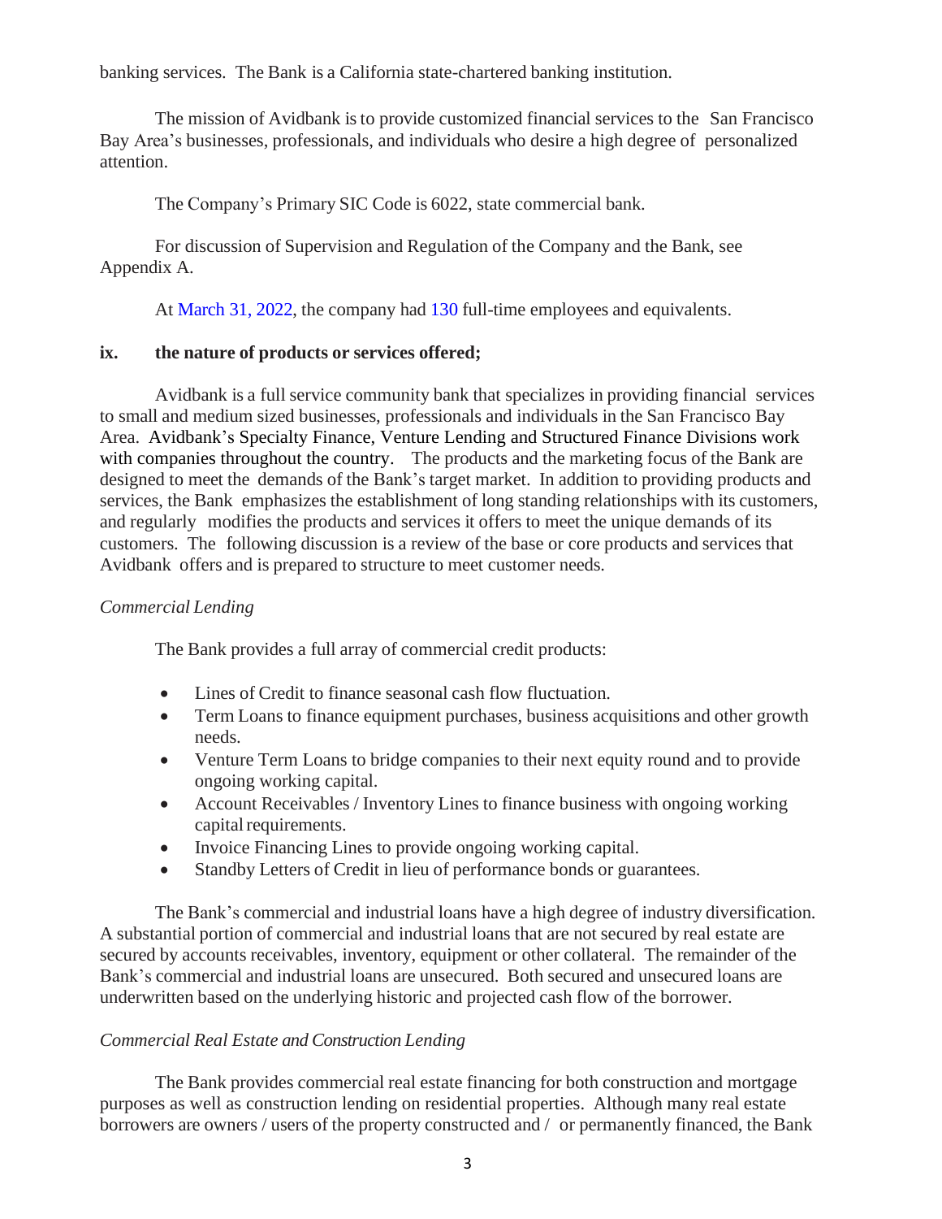banking services. The Bank is a California state-chartered banking institution.

The mission of Avidbank is to provide customized financial services to the San Francisco Bay Area's businesses, professionals, and individuals who desire a high degree of personalized attention.

The Company's Primary SIC Code is 6022, state commercial bank.

For discussion of Supervision and Regulation of the Company and the Bank, see Appendix A.

At March 31, 2022, the company had 130 full-time employees and equivalents.

**ix. the nature of products or services offered;**

Avidbank is a full service community bank that specializes in providing financial services to small and medium sized businesses, professionals and individuals in the San Francisco Bay Area. Avidbank's Specialty Finance, Venture Lending and Structured Finance Divisions work with companies throughout the country. The products and the marketing focus of the Bank are designed to meet the demands of the Bank's target market. In addition to providing products and services, the Bank emphasizes the establishment of long standing relationships with its customers, and regularly modifies the products and services it offers to meet the unique demands of its customers. The following discussion is a review of the base or core products and services that Avidbank offers and is prepared to structure to meet customer needs.

*Commercial Lending*

The Bank provides a full array of commercial credit products:

- Lines of Credit to finance seasonal cash flow fluctuation.
- Term Loans to finance equipment purchases, business acquisitions and other growth needs.
- Venture Term Loans to bridge companies to their next equity round and to provide ongoing working capital.
- Account Receivables / Inventory Lines to finance business with ongoing working capital requirements.
- Invoice Financing Lines to provide ongoing working capital.
- Standby Letters of Credit in lieu of performance bonds or guarantees.

The Bank's commercial and industrial loans have a high degree of industry diversification. A substantial portion of commercial and industrial loans that are not secured by real estate are secured by accounts receivables, inventory, equipment or other collateral. The remainder of the Bank's commercial and industrial loans are unsecured. Both secured and unsecured loans are underwritten based on the underlying historic and projected cash flow of the borrower.

*Commercial Real Estate and Construction Lending*

The Bank provides commercial real estate financing for both construction and mortgage purposes as well as construction lending on residential properties. Although many real estate borrowers are owners / users of the property constructed and / or permanently financed, the Bank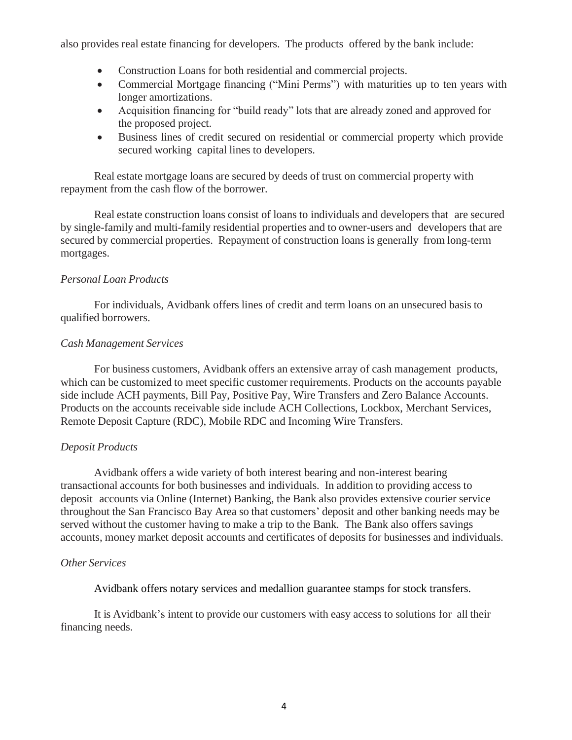also provides real estate financing for developers. The products offered by the bank include:

- Construction Loans for both residential and commercial projects.
- Commercial Mortgage financing ("Mini Perms") with maturities up to ten years with longer amortizations.
- Acquisition financing for "build ready" lots that are already zoned and approved for the proposed project.
- Business lines of credit secured on residential or commercial property which provide secured working capital lines to developers.

Real estate mortgage loans are secured by deeds of trust on commercial property with repayment from the cash flow of the borrower.

Real estate construction loans consist of loans to individuals and developers that are secured by single-family and multi-family residential properties and to owner-users and developers that are secured by commercial properties. Repayment of construction loans is generally from long-term mortgages.

*Personal Loan Products*

For individuals, Avidbank offers lines of credit and term loans on an unsecured basis to qualified borrowers.

*Cash Management Services*

For business customers, Avidbank offers an extensive array of cash management products, which can be customized to meet specific customer requirements. Products on the accounts payable side include ACH payments, Bill Pay, Positive Pay, Wire Transfers and Zero Balance Accounts. Products on the accounts receivable side include ACH Collections, Lockbox, Merchant Services, Remote Deposit Capture (RDC), Mobile RDC and Incoming Wire Transfers.

*Deposit Products*

Avidbank offers a wide variety of both interest bearing and non-interest bearing transactional accounts for both businesses and individuals. In addition to providing access to deposit accounts via Online (Internet) Banking, the Bank also provides extensive courier service throughout the San Francisco Bay Area so that customers' deposit and other banking needs may be served without the customer having to make a trip to the Bank. The Bank also offers savings accounts, money market deposit accounts and certificates of deposits for businesses and individuals.

*Other Services*

Avidbank offers notary services and medallion guarantee stamps for stock transfers.

It is Avidbank's intent to provide our customers with easy access to solutions for all their financing needs.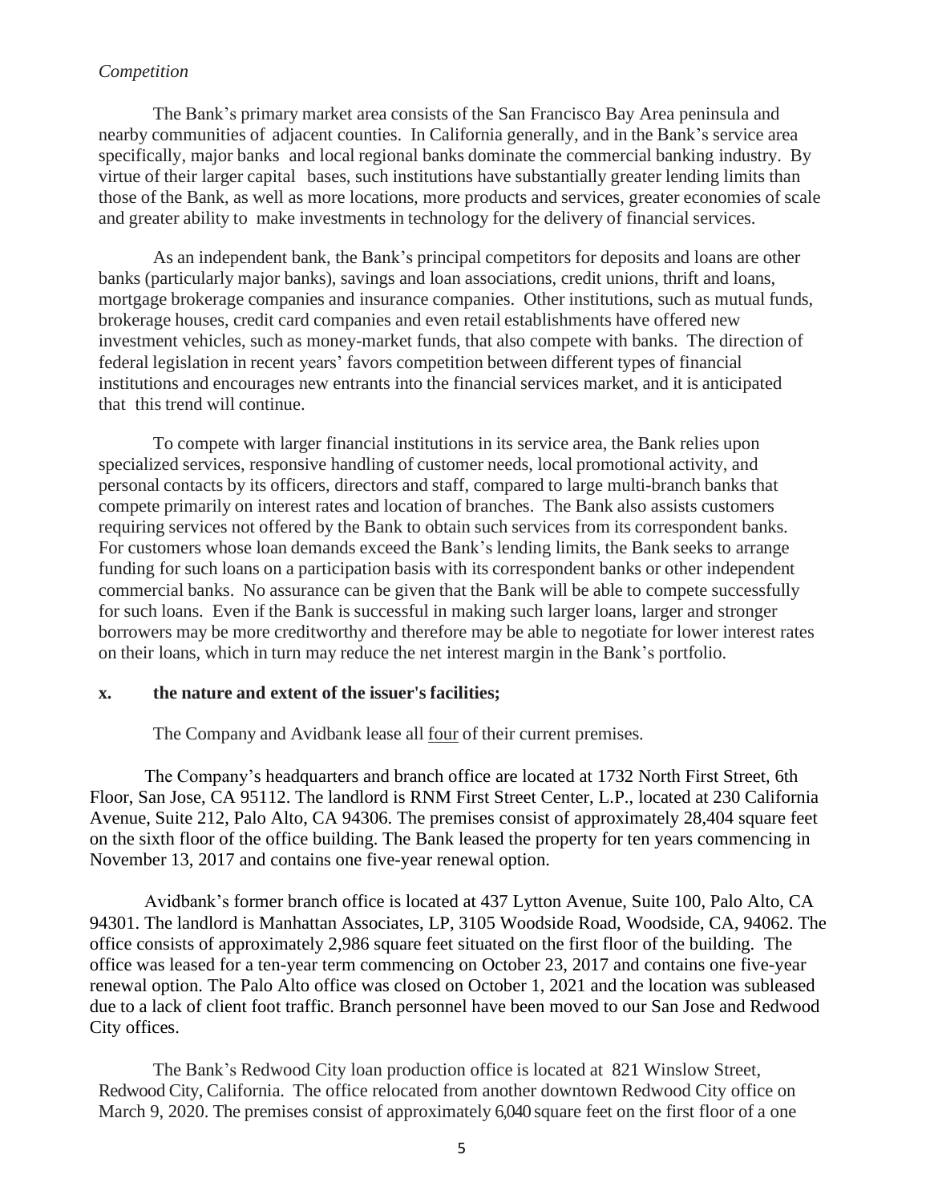*Competition*

The Bank's primary market area consists of the San Francisco Bay Area peninsula and nearby communities of adjacent counties. In California generally, and in the Bank's service area specifically, major banks and local regional banks dominate the commercial banking industry. By virtue of their larger capital bases, such institutions have substantially greater lending limits than those of the Bank, as well as more locations, more products and services, greater economies of scale and greater ability to make investments in technology for the delivery of financial services.

As an independent bank, the Bank's principal competitors for deposits and loans are other banks (particularly major banks), savings and loan associations, credit unions, thrift and loans, mortgage brokerage companies and insurance companies. Other institutions, such as mutual funds, brokerage houses, credit card companies and even retail establishments have offered new investment vehicles, such as money-market funds, that also compete with banks. The direction of federal legislation in recent years' favors competition between different types of financial institutions and encourages new entrants into the financial services market, and it is anticipated that this trend will continue.

To compete with larger financial institutions in its service area, the Bank relies upon specialized services, responsive handling of customer needs, local promotional activity, and personal contacts by its officers, directors and staff, compared to large multi-branch banks that compete primarily on interest rates and location of branches. The Bank also assists customers requiring services not offered by the Bank to obtain such services from its correspondent banks. For customers whose loan demands exceed the Bank's lending limits, the Bank seeks to arrange funding for such loans on a participation basis with its correspondent banks or other independent commercial banks. No assurance can be given that the Bank will be able to compete successfully for such loans. Even if the Bank is successful in making such larger loans, larger and stronger borrowers may be more creditworthy and therefore may be able to negotiate for lower interest rates on their loans, which in turn may reduce the net interest margin in the Bank's portfolio.

**x. the nature and extent of the issuer's facilities;**

The Company and Avidbank lease all four of their current premises.

The Company's headquarters and branch office are located at 1732 North First Street, 6th Floor, San Jose, CA 95112. The landlord is RNM First Street Center, L.P., located at 230 California Avenue, Suite 212, Palo Alto, CA 94306. The premises consist of approximately 28,404 square feet on the sixth floor of the office building. The Bank leased the property for ten years commencing in November 13, 2017 and contains one five-year renewal option.

Avidbank's former branch office is located at 437 Lytton Avenue, Suite 100, Palo Alto, CA 94301. The landlord is Manhattan Associates, LP, 3105 Woodside Road, Woodside, CA, 94062. The office consists of approximately 2,986 square feet situated on the first floor of the building. The office was leased for a ten-year term commencing on October 23, 2017 and contains one five-year renewal option. The Palo Alto office was closed on October 1, 2021 and the location was subleased due to a lack of client foot traffic. Branch personnel have been moved to our San Jose and Redwood City offices.

The Bank's Redwood City loan production office is located at 821 Winslow Street, Redwood City, California. The office relocated from another downtown Redwood City office on March 9, 2020. The premises consist of approximately 6,040 square feet on the first floor of a one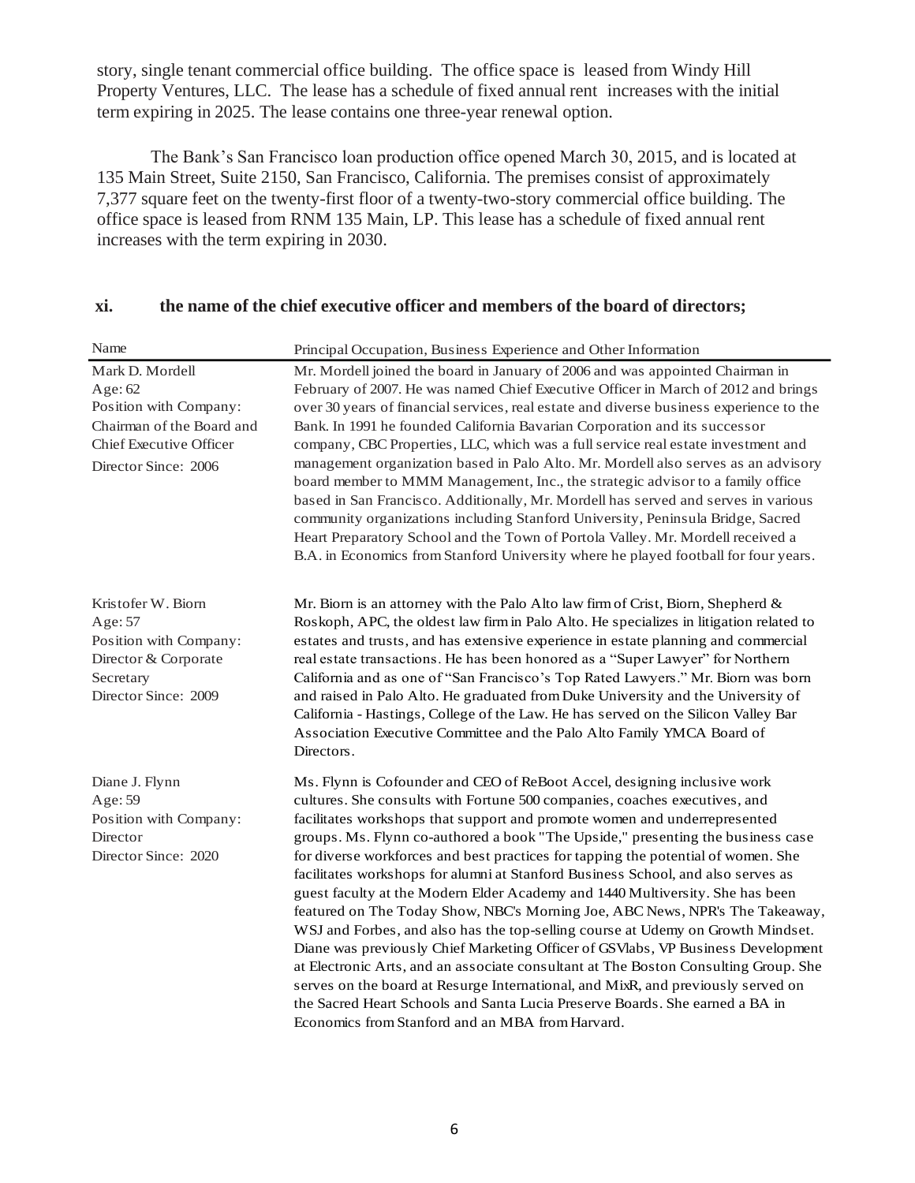story, single tenant commercial office building. The office space is leased from Windy Hill Property Ventures, LLC. The lease has a schedule of fixed annual rent increases with the initial term expiring in 2025. The lease contains one three-year renewal option.

The Bank's San Francisco loan production office opened March 30, 2015, and is located at 135 Main Street, Suite 2150, San Francisco, California. The premises consist of approximately 7,377 square feet on the twenty-first floor of a twenty-two-story commercial office building. The office space is leased from RNM 135 Main, LP. This lease has a schedule of fixed annual rent increases with the term expiring in 2030.

### xi. the name of the chief executive officer and members of the board of directors;

| Name | Principal Occupation, Business Experience and Other Information |
|---|---|
| Mark D. Mordell<br>Age: 62<br>Position with Company: Chairman of the Board and Chief Executive Officer<br>Director Since: 2006 | Mr. Mordell joined the board in January of 2006 and was appointed Chairman in February of 2007. He was named Chief Executive Officer in March of 2012 and brings over 30 years of financial services, real estate and diverse business experience to the Bank. In 1991 he founded California Bavarian Corporation and its successor company, CBC Properties, LLC, which was a full service real estate investment and management organization based in Palo Alto. Mr. Mordell also serves as an advisory board member to MMM Management, Inc., the strategic advisor to a family office based in San Francisco. Additionally, Mr. Mordell has served and serves in various community organizations including Stanford University, Peninsula Bridge, Sacred Heart Preparatory School and the Town of Portola Valley. Mr. Mordell received a B.A. in Economics from Stanford University where he played football for four years. |
| Kristofer W. Biorn<br>Age: 57<br>Position with Company: Director & Corporate Secretary<br>Director Since: 2009 | Mr. Biorn is an attorney with the Palo Alto law firm of Crist, Biorn, Shepherd & Roskoph, APC, the oldest law firm in Palo Alto. He specializes in litigation related to estates and trusts, and has extensive experience in estate planning and commercial real estate transactions. He has been honored as a "Super Lawyer" for Northern California and as one of "San Francisco's Top Rated Lawyers." Mr. Biorn was born and raised in Palo Alto. He graduated from Duke University and the University of California - Hastings, College of the Law. He has served on the Silicon Valley Bar Association Executive Committee and the Palo Alto Family YMCA Board of Directors. |
| Diane J. Flynn<br>Age: 59<br>Position with Company: Director<br>Director Since: 2020 | Ms. Flynn is Cofounder and CEO of ReBoot Accel, designing inclusive work cultures. She consults with Fortune 500 companies, coaches executives, and facilitates workshops that support and promote women and underrepresented groups. Ms. Flynn co-authored a book "The Upside," presenting the business case for diverse workforces and best practices for tapping the potential of women. She facilitates workshops for alumni at Stanford Business School, and also serves as guest faculty at the Modern Elder Academy and 1440 Multiversity. She has been featured on The Today Show, NBC's Morning Joe, ABC News, NPR's The Takeaway, WSJ and Forbes, and also has the top-selling course at Udemy on Growth Mindset. Diane was previously Chief Marketing Officer of GSVlabs, VP Business Development at Electronic Arts, and an associate consultant at The Boston Consulting Group. She serves on the board at Resurge International, and MixR, and previously served on the Sacred Heart Schools and Santa Lucia Preserve Boards. She earned a BA in Economics from Stanford and an MBA from Harvard. |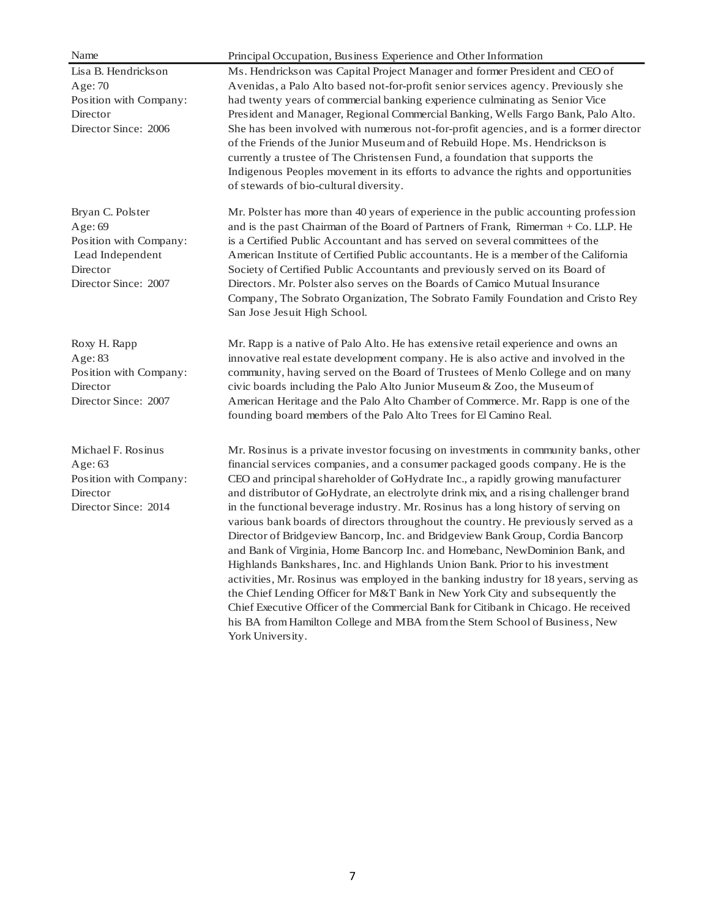| Name | Principal Occupation, Business Experience and Other Information |
| --- | --- |
| Lisa B. Hendrickson<br>Age: 70<br>Position with Company:<br>Director<br>Director Since: 2006 | Ms. Hendrickson was Capital Project Manager and former President and CEO of Avenidas, a Palo Alto based not-for-profit senior services agency. Previously she had twenty years of commercial banking experience culminating as Senior Vice President and Manager, Regional Commercial Banking, Wells Fargo Bank, Palo Alto. She has been involved with numerous not-for-profit agencies, and is a former director of the Friends of the Junior Museum and of Rebuild Hope. Ms. Hendrickson is currently a trustee of The Christensen Fund, a foundation that supports the Indigenous Peoples movement in its efforts to advance the rights and opportunities of stewards of bio-cultural diversity. |
| Bryan C. Polster<br>Age: 69<br>Position with Company:<br>Lead Independent<br>Director<br>Director Since: 2007 | Mr. Polster has more than 40 years of experience in the public accounting profession and is the past Chairman of the Board of Partners of Frank, Rimerman + Co. LLP. He is a Certified Public Accountant and has served on several committees of the American Institute of Certified Public accountants. He is a member of the California Society of Certified Public Accountants and previously served on its Board of Directors. Mr. Polster also serves on the Boards of Camico Mutual Insurance Company, The Sobrato Organization, The Sobrato Family Foundation and Cristo Rey San Jose Jesuit High School. |
| Roxy H. Rapp<br>Age: 83<br>Position with Company:<br>Director<br>Director Since: 2007 | Mr. Rapp is a native of Palo Alto. He has extensive retail experience and owns an innovative real estate development company. He is also active and involved in the community, having served on the Board of Trustees of Menlo College and on many civic boards including the Palo Alto Junior Museum & Zoo, the Museum of American Heritage and the Palo Alto Chamber of Commerce. Mr. Rapp is one of the founding board members of the Palo Alto Trees for El Camino Real. |
| Michael F. Rosinus<br>Age: 63<br>Position with Company:<br>Director<br>Director Since: 2014 | Mr. Rosinus is a private investor focusing on investments in community banks, other financial services companies, and a consumer packaged goods company. He is the CEO and principal shareholder of GoHydrate Inc., a rapidly growing manufacturer and distributor of GoHydrate, an electrolyte drink mix, and a rising challenger brand in the functional beverage industry. Mr. Rosinus has a long history of serving on various bank boards of directors throughout the country. He previously served as a Director of Bridgeview Bancorp, Inc. and Bridgeview Bank Group, Cordia Bancorp and Bank of Virginia, Home Bancorp Inc. and Homebanc, NewDominion Bank, and Highlands Bankshares, Inc. and Highlands Union Bank. Prior to his investment activities, Mr. Rosinus was employed in the banking industry for 18 years, serving as the Chief Lending Officer for M&T Bank in New York City and subsequently the Chief Executive Officer of the Commercial Bank for Citibank in Chicago. He received his BA from Hamilton College and MBA from the Stern School of Business, New York University. |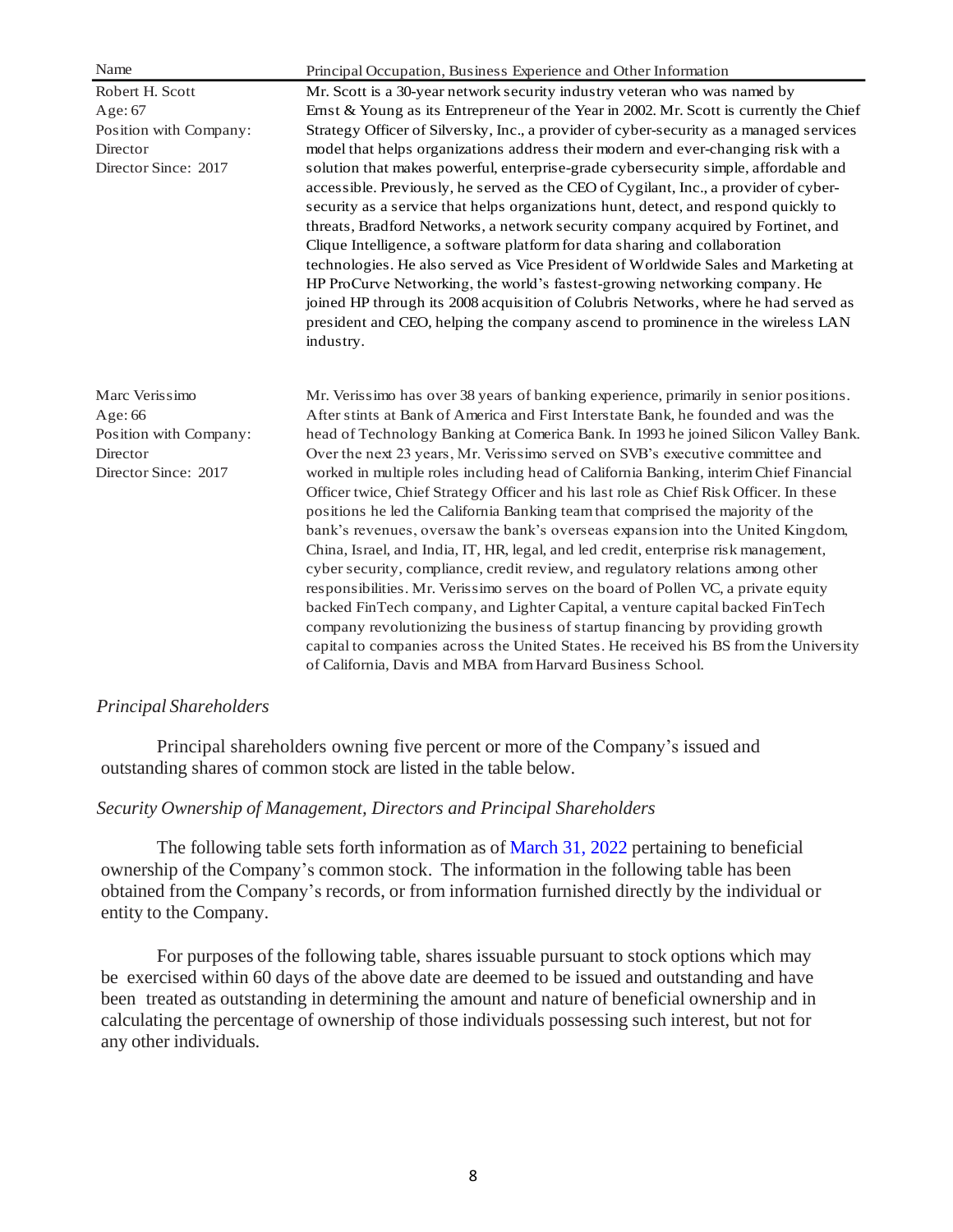| Name | Principal Occupation, Business Experience and Other Information |
| --- | --- |
| Robert H. Scott<br>Age: 67<br>Position with Company: Director<br>Director Since: 2017 | Mr. Scott is a 30-year network security industry veteran who was named by Ernst & Young as its Entrepreneur of the Year in 2002. Mr. Scott is currently the Chief Strategy Officer of Silversky, Inc., a provider of cyber-security as a managed services model that helps organizations address their modern and ever-changing risk with a solution that makes powerful, enterprise-grade cybersecurity simple, affordable and accessible. Previously, he served as the CEO of Cygilant, Inc., a provider of cyber-security as a service that helps organizations hunt, detect, and respond quickly to threats, Bradford Networks, a network security company acquired by Fortinet, and Clique Intelligence, a software platform for data sharing and collaboration technologies. He also served as Vice President of Worldwide Sales and Marketing at HP ProCurve Networking, the world's fastest-growing networking company. He joined HP through its 2008 acquisition of Colubris Networks, where he had served as president and CEO, helping the company ascend to prominence in the wireless LAN industry. |
| Marc Verissimo<br>Age: 66<br>Position with Company: Director<br>Director Since: 2017 | Mr. Verissimo has over 38 years of banking experience, primarily in senior positions. After stints at Bank of America and First Interstate Bank, he founded and was the head of Technology Banking at Comerica Bank. In 1993 he joined Silicon Valley Bank. Over the next 23 years, Mr. Verissimo served on SVB's executive committee and worked in multiple roles including head of California Banking, interim Chief Financial Officer twice, Chief Strategy Officer and his last role as Chief Risk Officer. In these positions he led the California Banking team that comprised the majority of the bank's revenues, oversaw the bank's overseas expansion into the United Kingdom, China, Israel, and India, IT, HR, legal, and led credit, enterprise risk management, cyber security, compliance, credit review, and regulatory relations among other responsibilities. Mr. Verissimo serves on the board of Pollen VC, a private equity backed FinTech company, and Lighter Capital, a venture capital backed FinTech company revolutionizing the business of startup financing by providing growth capital to companies across the United States. He received his BS from the University of California, Davis and MBA from Harvard Business School. |

*Principal Shareholders*

Principal shareholders owning five percent or more of the Company's issued and outstanding shares of common stock are listed in the table below.

*Security Ownership of Management, Directors and Principal Shareholders*

The following table sets forth information as of March 31, 2022 pertaining to beneficial ownership of the Company's common stock. The information in the following table has been obtained from the Company's records, or from information furnished directly by the individual or entity to the Company.

For purposes of the following table, shares issuable pursuant to stock options which may be exercised within 60 days of the above date are deemed to be issued and outstanding and have been treated as outstanding in determining the amount and nature of beneficial ownership and in calculating the percentage of ownership of those individuals possessing such interest, but not for any other individuals.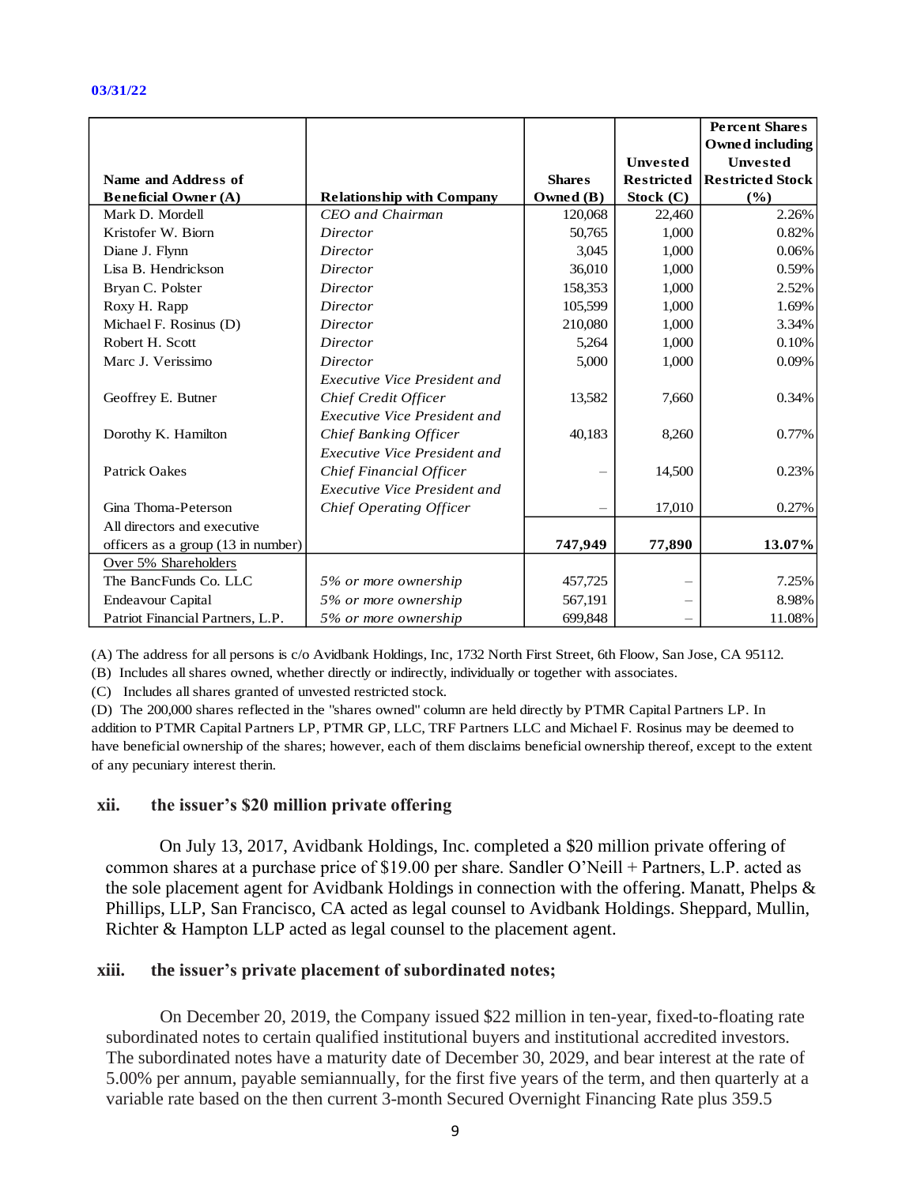**03/31/22**

| Name and Address of Beneficial Owner (A) | Relationship with Company | Shares Owned (B) | Unvested Restricted Stock (C) | Percent Shares Owned including Unvested Restricted Stock (%) |
|---|---|---|---|---|
| Mark D. Mordell | *CEO and Chairman* | 120,068 | 22,460 | 2.26% |
| Kristofer W. Biorn | *Director* | 50,765 | 1,000 | 0.82% |
| Diane J. Flynn | *Director* | 3,045 | 1,000 | 0.06% |
| Lisa B. Hendrickson | *Director* | 36,010 | 1,000 | 0.59% |
| Bryan C. Polster | *Director* | 158,353 | 1,000 | 2.52% |
| Roxy H. Rapp | *Director* | 105,599 | 1,000 | 1.69% |
| Michael F. Rosinus (D) | *Director* | 210,080 | 1,000 | 3.34% |
| Robert H. Scott | *Director* | 5,264 | 1,000 | 0.10% |
| Marc J. Verissimo | *Director* | 5,000 | 1,000 | 0.09% |
| Geoffrey E. Butner | *Executive Vice President and Chief Credit Officer* | 13,582 | 7,660 | 0.34% |
| Dorothy K. Hamilton | *Executive Vice President and Chief Banking Officer* | 40,183 | 8,260 | 0.77% |
| Patrick Oakes | *Executive Vice President and Chief Financial Officer* | – | 14,500 | 0.23% |
| Gina Thoma-Peterson | *Executive Vice President and Chief Operating Officer* | – | 17,010 | 0.27% |
| All directors and executive officers as a group (13 in number) | | **747,949** | **77,890** | **13.07%** |
| Over 5% Shareholders | | | | |
| The BancFunds Co. LLC | *5% or more ownership* | 457,725 | – | 7.25% |
| Endeavour Capital | *5% or more ownership* | 567,191 | – | 8.98% |
| Patriot Financial Partners, L.P. | *5% or more ownership* | 699,848 | – | 11.08% |

(A) The address for all persons is c/o Avidbank Holdings, Inc, 1732 North First Street, 6th Floow, San Jose, CA 95112.

(B) Includes all shares owned, whether directly or indirectly, individually or together with associates.

(C) Includes all shares granted of unvested restricted stock.

(D) The 200,000 shares reflected in the "shares owned" column are held directly by PTMR Capital Partners LP. In addition to PTMR Capital Partners LP, PTMR GP, LLC, TRF Partners LLC and Michael F. Rosinus may be deemed to have beneficial ownership of the shares; however, each of them disclaims beneficial ownership thereof, except to the extent of any pecuniary interest therin.

## xii. the issuer's $20 million private offering

On July 13, 2017, Avidbank Holdings, Inc. completed a $20 million private offering of common shares at a purchase price of $19.00 per share. Sandler O'Neill + Partners, L.P. acted as the sole placement agent for Avidbank Holdings in connection with the offering. Manatt, Phelps & Phillips, LLP, San Francisco, CA acted as legal counsel to Avidbank Holdings. Sheppard, Mullin, Richter & Hampton LLP acted as legal counsel to the placement agent.

## xiii. the issuer's private placement of subordinated notes;

On December 20, 2019, the Company issued $22 million in ten-year, fixed-to-floating rate subordinated notes to certain qualified institutional buyers and institutional accredited investors. The subordinated notes have a maturity date of December 30, 2029, and bear interest at the rate of 5.00% per annum, payable semiannually, for the first five years of the term, and then quarterly at a variable rate based on the then current 3-month Secured Overnight Financing Rate plus 359.5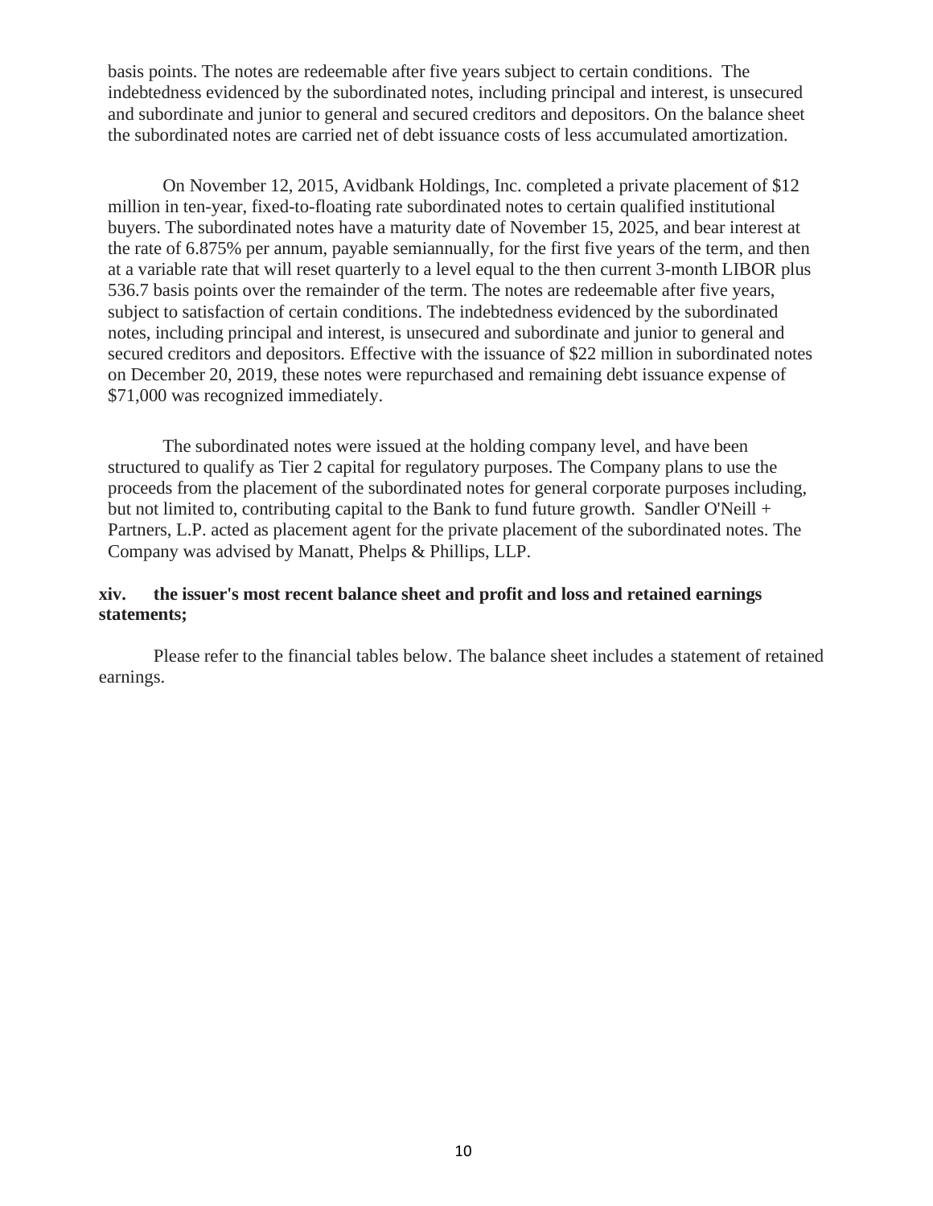basis points. The notes are redeemable after five years subject to certain conditions. The indebtedness evidenced by the subordinated notes, including principal and interest, is unsecured and subordinate and junior to general and secured creditors and depositors. On the balance sheet the subordinated notes are carried net of debt issuance costs of less accumulated amortization.

On November 12, 2015, Avidbank Holdings, Inc. completed a private placement of $12 million in ten-year, fixed-to-floating rate subordinated notes to certain qualified institutional buyers. The subordinated notes have a maturity date of November 15, 2025, and bear interest at the rate of 6.875% per annum, payable semiannually, for the first five years of the term, and then at a variable rate that will reset quarterly to a level equal to the then current 3-month LIBOR plus 536.7 basis points over the remainder of the term. The notes are redeemable after five years, subject to satisfaction of certain conditions. The indebtedness evidenced by the subordinated notes, including principal and interest, is unsecured and subordinate and junior to general and secured creditors and depositors. Effective with the issuance of $22 million in subordinated notes on December 20, 2019, these notes were repurchased and remaining debt issuance expense of $71,000 was recognized immediately.

The subordinated notes were issued at the holding company level, and have been structured to qualify as Tier 2 capital for regulatory purposes. The Company plans to use the proceeds from the placement of the subordinated notes for general corporate purposes including, but not limited to, contributing capital to the Bank to fund future growth. Sandler O'Neill + Partners, L.P. acted as placement agent for the private placement of the subordinated notes. The Company was advised by Manatt, Phelps & Phillips, LLP.

**xiv. the issuer's most recent balance sheet and profit and loss and retained earnings statements;**

Please refer to the financial tables below. The balance sheet includes a statement of retained earnings.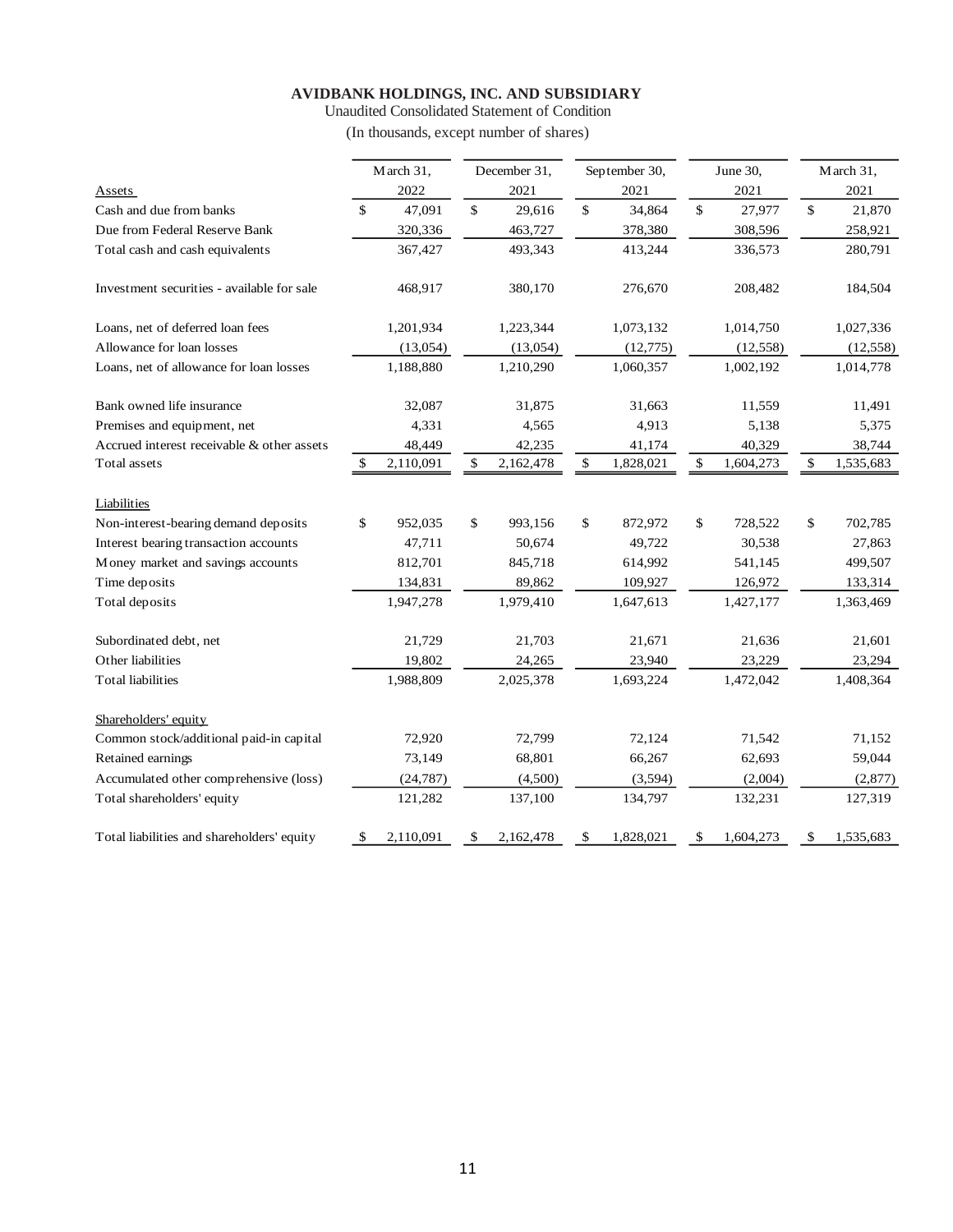**AVIDBANK HOLDINGS, INC. AND SUBSIDIARY**

Unaudited Consolidated Statement of Condition

(In thousands, except number of shares)

| Assets | March 31, 2022 | December 31, 2021 | September 30, 2021 | June 30, 2021 | March 31, 2021 |
|---|---|---|---|---|---|
| Cash and due from banks | $ 47,091 | $ 29,616 | $ 34,864 | $ 27,977 | $ 21,870 |
| Due from Federal Reserve Bank | 320,336 | 463,727 | 378,380 | 308,596 | 258,921 |
| Total cash and cash equivalents | 367,427 | 493,343 | 413,244 | 336,573 | 280,791 |
| | | | | | |
| Investment securities - available for sale | 468,917 | 380,170 | 276,670 | 208,482 | 184,504 |
| | | | | | |
| Loans, net of deferred loan fees | 1,201,934 | 1,223,344 | 1,073,132 | 1,014,750 | 1,027,336 |
| Allowance for loan losses | (13,054) | (13,054) | (12,775) | (12,558) | (12,558) |
| Loans, net of allowance for loan losses | 1,188,880 | 1,210,290 | 1,060,357 | 1,002,192 | 1,014,778 |
| | | | | | |
| Bank owned life insurance | 32,087 | 31,875 | 31,663 | 11,559 | 11,491 |
| Premises and equipment, net | 4,331 | 4,565 | 4,913 | 5,138 | 5,375 |
| Accrued interest receivable & other assets | 48,449 | 42,235 | 41,174 | 40,329 | 38,744 |
| Total assets | $ 2,110,091 | $ 2,162,478 | $ 1,828,021 | $ 1,604,273 | $ 1,535,683 |
| | | | | | |
| Liabilities | | | | | |
| Non-interest-bearing demand deposits | $ 952,035 | $ 993,156 | $ 872,972 | $ 728,522 | $ 702,785 |
| Interest bearing transaction accounts | 47,711 | 50,674 | 49,722 | 30,538 | 27,863 |
| Money market and savings accounts | 812,701 | 845,718 | 614,992 | 541,145 | 499,507 |
| Time deposits | 134,831 | 89,862 | 109,927 | 126,972 | 133,314 |
| Total deposits | 1,947,278 | 1,979,410 | 1,647,613 | 1,427,177 | 1,363,469 |
| | | | | | |
| Subordinated debt, net | 21,729 | 21,703 | 21,671 | 21,636 | 21,601 |
| Other liabilities | 19,802 | 24,265 | 23,940 | 23,229 | 23,294 |
| Total liabilities | 1,988,809 | 2,025,378 | 1,693,224 | 1,472,042 | 1,408,364 |
| | | | | | |
| Shareholders' equity | | | | | |
| Common stock/additional paid-in capital | 72,920 | 72,799 | 72,124 | 71,542 | 71,152 |
| Retained earnings | 73,149 | 68,801 | 66,267 | 62,693 | 59,044 |
| Accumulated other comprehensive (loss) | (24,787) | (4,500) | (3,594) | (2,004) | (2,877) |
| Total shareholders' equity | 121,282 | 137,100 | 134,797 | 132,231 | 127,319 |
| | | | | | |
| Total liabilities and shareholders' equity | $ 2,110,091 | $ 2,162,478 | $ 1,828,021 | $ 1,604,273 | $ 1,535,683 |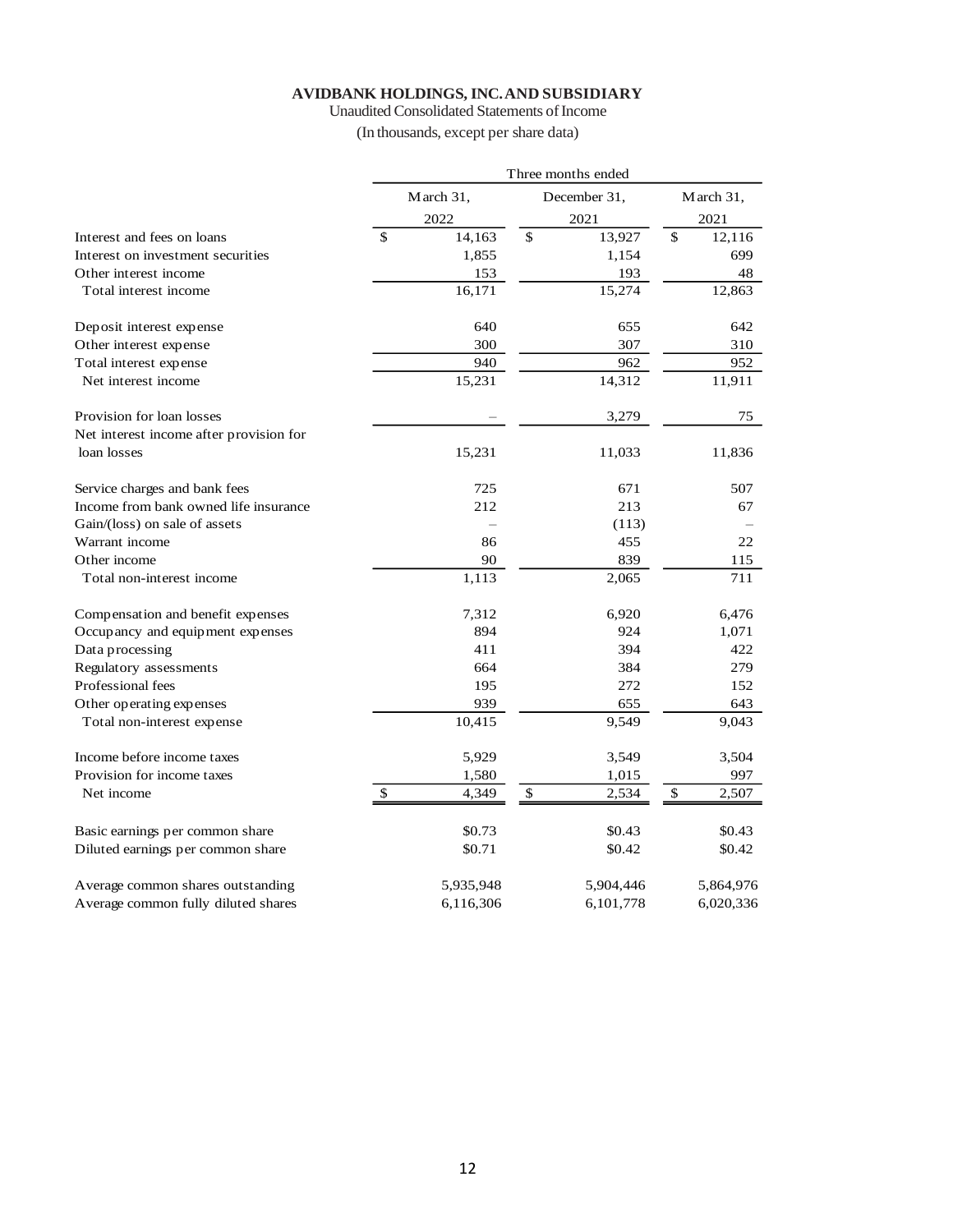**AVIDBANK HOLDINGS, INC. AND SUBSIDIARY**

Unaudited Consolidated Statements of Income

(In thousands, except per share data)

| | Three months ended | | |
|---|---|---|---|
| | March 31, 2022 | December 31, 2021 | March 31, 2021 |
| Interest and fees on loans | $ 14,163 | $ 13,927 | $ 12,116 |
| Interest on investment securities | 1,855 | 1,154 | 699 |
| Other interest income | 153 | 193 | 48 |
| Total interest income | 16,171 | 15,274 | 12,863 |
| | | | |
| Deposit interest expense | 640 | 655 | 642 |
| Other interest expense | 300 | 307 | 310 |
| Total interest expense | 940 | 962 | 952 |
| Net interest income | 15,231 | 14,312 | 11,911 |
| | | | |
| Provision for loan losses | – | 3,279 | 75 |
| Net interest income after provision for loan losses | 15,231 | 11,033 | 11,836 |
| | | | |
| Service charges and bank fees | 725 | 671 | 507 |
| Income from bank owned life insurance | 212 | 213 | 67 |
| Gain/(loss) on sale of assets | – | (113) | – |
| Warrant income | 86 | 455 | 22 |
| Other income | 90 | 839 | 115 |
| Total non-interest income | 1,113 | 2,065 | 711 |
| | | | |
| Compensation and benefit expenses | 7,312 | 6,920 | 6,476 |
| Occupancy and equipment expenses | 894 | 924 | 1,071 |
| Data processing | 411 | 394 | 422 |
| Regulatory assessments | 664 | 384 | 279 |
| Professional fees | 195 | 272 | 152 |
| Other operating expenses | 939 | 655 | 643 |
| Total non-interest expense | 10,415 | 9,549 | 9,043 |
| | | | |
| Income before income taxes | 5,929 | 3,549 | 3,504 |
| Provision for income taxes | 1,580 | 1,015 | 997 |
| Net income | $ 4,349 | $ 2,534 | $ 2,507 |
| | | | |
| Basic earnings per common share | $0.73 | $0.43 | $0.43 |
| Diluted earnings per common share | $0.71 | $0.42 | $0.42 |
| | | | |
| Average common shares outstanding | 5,935,948 | 5,904,446 | 5,864,976 |
| Average common fully diluted shares | 6,116,306 | 6,101,778 | 6,020,336 |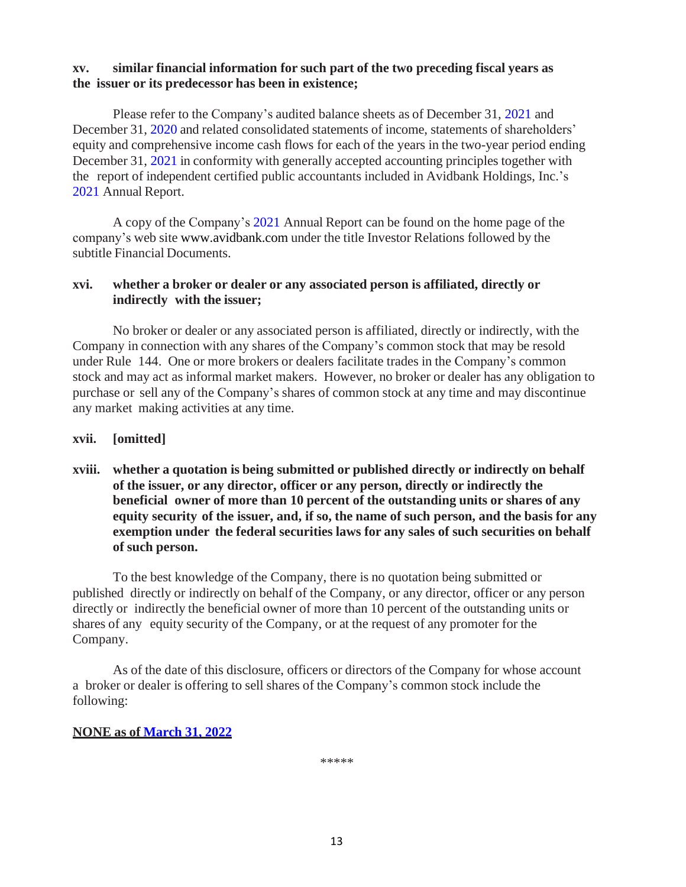**xv. similar financial information for such part of the two preceding fiscal years as the issuer or its predecessor has been in existence;**

Please refer to the Company's audited balance sheets as of December 31, 2021 and December 31, 2020 and related consolidated statements of income, statements of shareholders' equity and comprehensive income cash flows for each of the years in the two-year period ending December 31, 2021 in conformity with generally accepted accounting principles together with the report of independent certified public accountants included in Avidbank Holdings, Inc.'s 2021 Annual Report.

A copy of the Company's 2021 Annual Report can be found on the home page of the company's web site www.avidbank.com under the title Investor Relations followed by the subtitle Financial Documents.

**xvi. whether a broker or dealer or any associated person is affiliated, directly or indirectly with the issuer;**

No broker or dealer or any associated person is affiliated, directly or indirectly, with the Company in connection with any shares of the Company's common stock that may be resold under Rule 144. One or more brokers or dealers facilitate trades in the Company's common stock and may act as informal market makers. However, no broker or dealer has any obligation to purchase or sell any of the Company's shares of common stock at any time and may discontinue any market making activities at any time.

**xvii. [omitted]**

**xviii. whether a quotation is being submitted or published directly or indirectly on behalf of the issuer, or any director, officer or any person, directly or indirectly the beneficial owner of more than 10 percent of the outstanding units or shares of any equity security of the issuer, and, if so, the name of such person, and the basis for any exemption under the federal securities laws for any sales of such securities on behalf of such person.**

To the best knowledge of the Company, there is no quotation being submitted or published directly or indirectly on behalf of the Company, or any director, officer or any person directly or indirectly the beneficial owner of more than 10 percent of the outstanding units or shares of any equity security of the Company, or at the request of any promoter for the Company.

As of the date of this disclosure, officers or directors of the Company for whose account a broker or dealer is offering to sell shares of the Company's common stock include the following:

**NONE as of March 31, 2022**

*****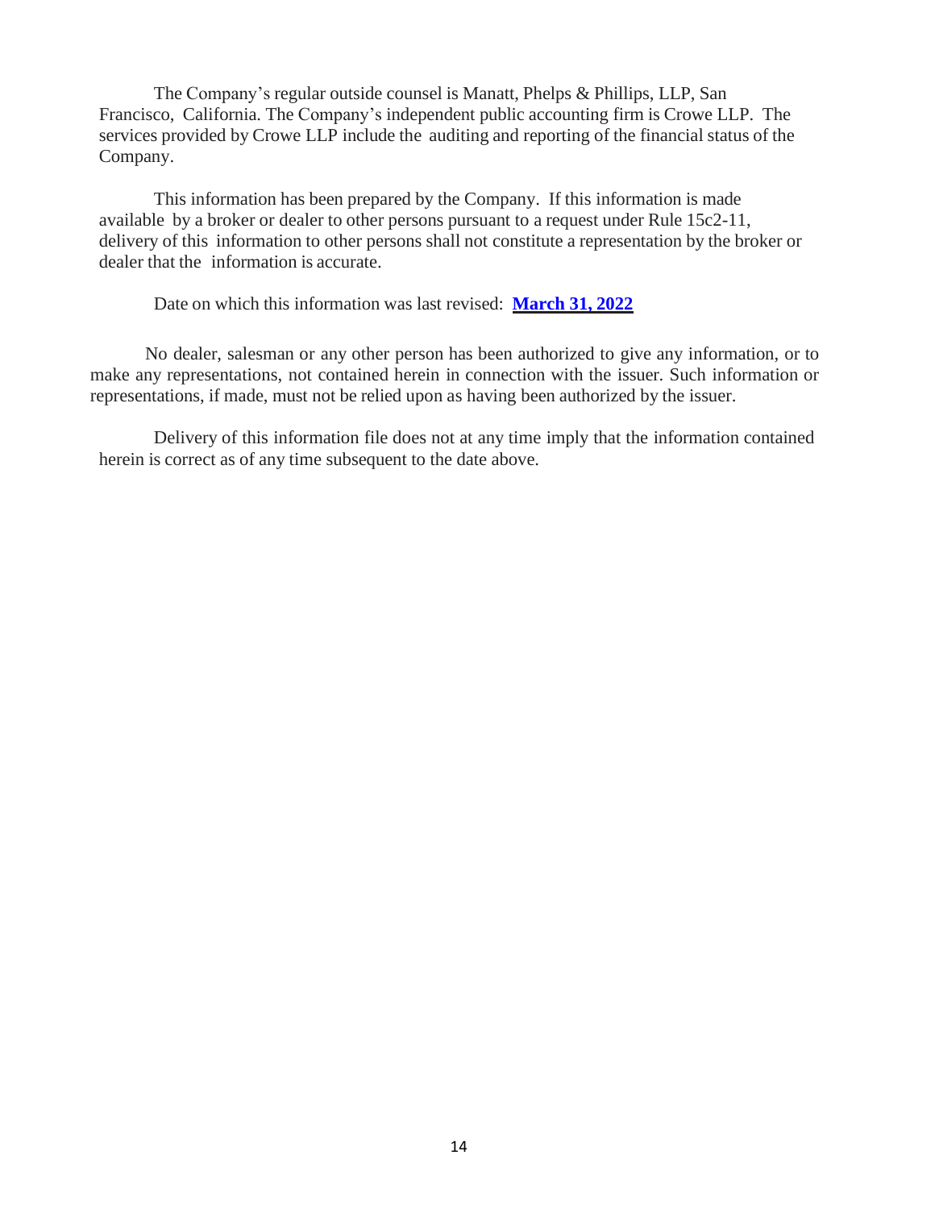The Company's regular outside counsel is Manatt, Phelps & Phillips, LLP, San Francisco, California. The Company's independent public accounting firm is Crowe LLP. The services provided by Crowe LLP include the auditing and reporting of the financial status of the Company.

This information has been prepared by the Company. If this information is made available by a broker or dealer to other persons pursuant to a request under Rule 15c2-11, delivery of this information to other persons shall not constitute a representation by the broker or dealer that the information is accurate.

Date on which this information was last revised: **March 31, 2022**

No dealer, salesman or any other person has been authorized to give any information, or to make any representations, not contained herein in connection with the issuer. Such information or representations, if made, must not be relied upon as having been authorized by the issuer.

Delivery of this information file does not at any time imply that the information contained herein is correct as of any time subsequent to the date above.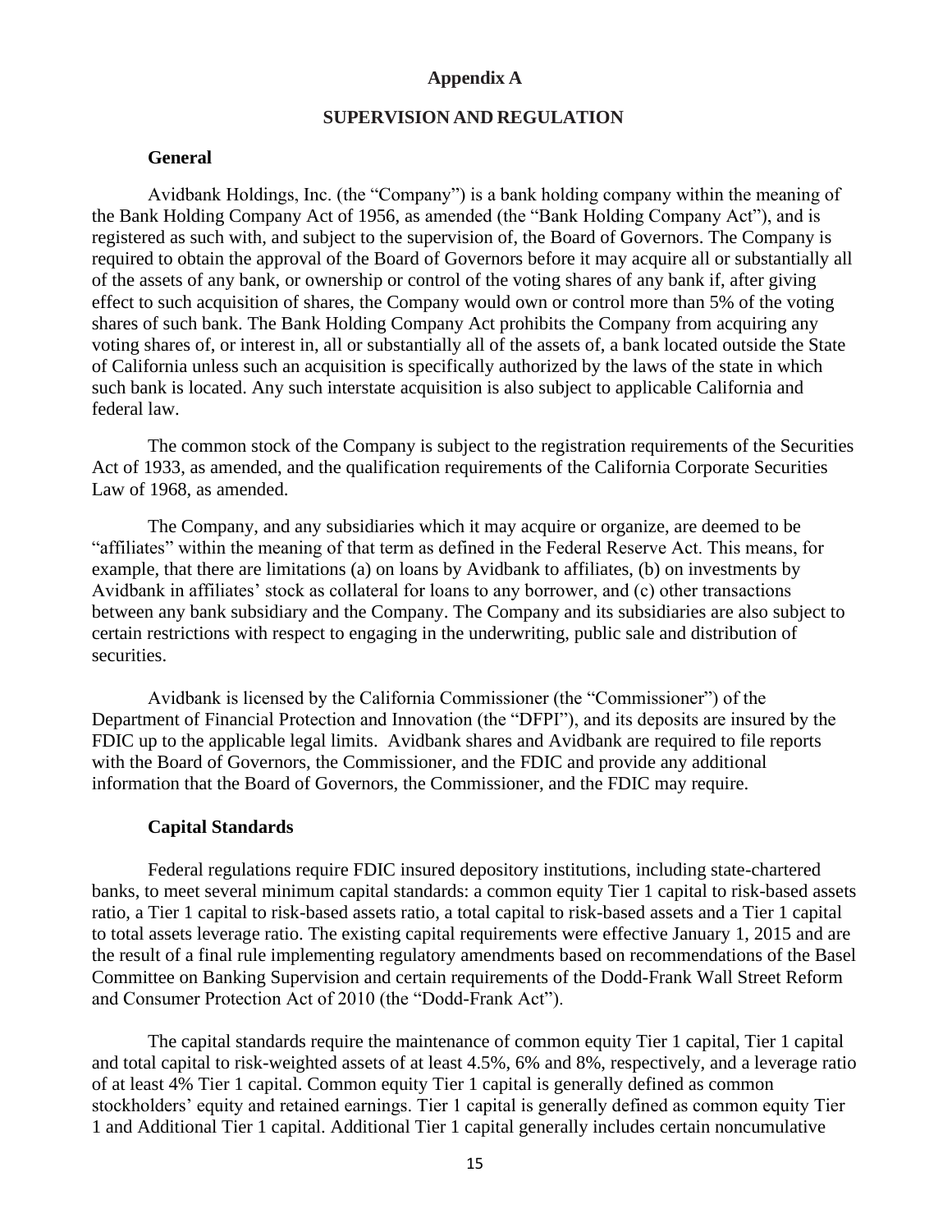# Appendix A

## SUPERVISION AND REGULATION

### General

Avidbank Holdings, Inc. (the "Company") is a bank holding company within the meaning of the Bank Holding Company Act of 1956, as amended (the "Bank Holding Company Act"), and is registered as such with, and subject to the supervision of, the Board of Governors. The Company is required to obtain the approval of the Board of Governors before it may acquire all or substantially all of the assets of any bank, or ownership or control of the voting shares of any bank if, after giving effect to such acquisition of shares, the Company would own or control more than 5% of the voting shares of such bank. The Bank Holding Company Act prohibits the Company from acquiring any voting shares of, or interest in, all or substantially all of the assets of, a bank located outside the State of California unless such an acquisition is specifically authorized by the laws of the state in which such bank is located. Any such interstate acquisition is also subject to applicable California and federal law.

The common stock of the Company is subject to the registration requirements of the Securities Act of 1933, as amended, and the qualification requirements of the California Corporate Securities Law of 1968, as amended.

The Company, and any subsidiaries which it may acquire or organize, are deemed to be "affiliates" within the meaning of that term as defined in the Federal Reserve Act. This means, for example, that there are limitations (a) on loans by Avidbank to affiliates, (b) on investments by Avidbank in affiliates' stock as collateral for loans to any borrower, and (c) other transactions between any bank subsidiary and the Company. The Company and its subsidiaries are also subject to certain restrictions with respect to engaging in the underwriting, public sale and distribution of securities.

Avidbank is licensed by the California Commissioner (the "Commissioner") of the Department of Financial Protection and Innovation (the "DFPI"), and its deposits are insured by the FDIC up to the applicable legal limits. Avidbank shares and Avidbank are required to file reports with the Board of Governors, the Commissioner, and the FDIC and provide any additional information that the Board of Governors, the Commissioner, and the FDIC may require.

### Capital Standards

Federal regulations require FDIC insured depository institutions, including state-chartered banks, to meet several minimum capital standards: a common equity Tier 1 capital to risk-based assets ratio, a Tier 1 capital to risk-based assets ratio, a total capital to risk-based assets and a Tier 1 capital to total assets leverage ratio. The existing capital requirements were effective January 1, 2015 and are the result of a final rule implementing regulatory amendments based on recommendations of the Basel Committee on Banking Supervision and certain requirements of the Dodd-Frank Wall Street Reform and Consumer Protection Act of 2010 (the "Dodd-Frank Act").

The capital standards require the maintenance of common equity Tier 1 capital, Tier 1 capital and total capital to risk-weighted assets of at least 4.5%, 6% and 8%, respectively, and a leverage ratio of at least 4% Tier 1 capital. Common equity Tier 1 capital is generally defined as common stockholders' equity and retained earnings. Tier 1 capital is generally defined as common equity Tier 1 and Additional Tier 1 capital. Additional Tier 1 capital generally includes certain noncumulative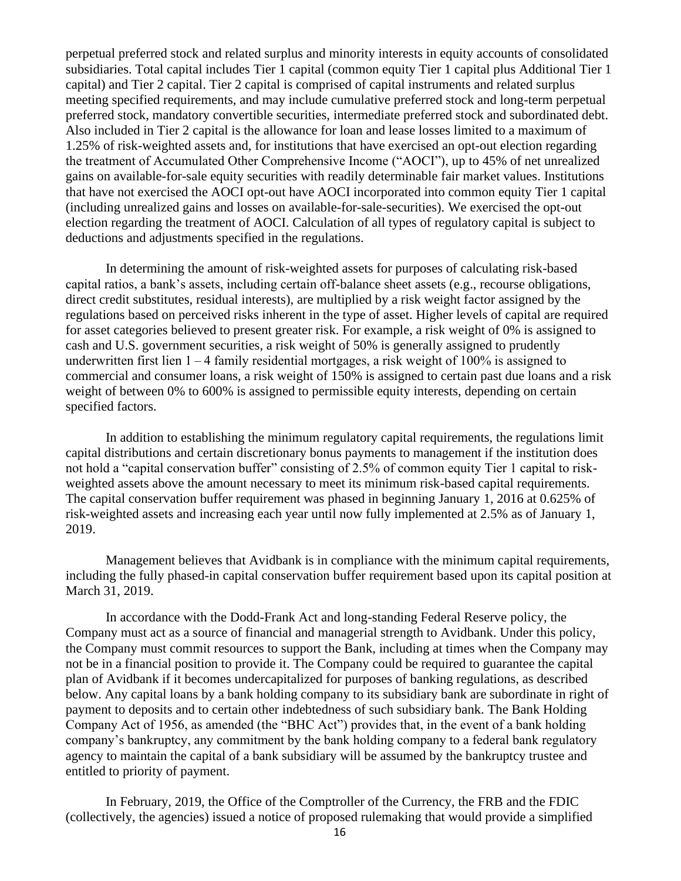perpetual preferred stock and related surplus and minority interests in equity accounts of consolidated subsidiaries. Total capital includes Tier 1 capital (common equity Tier 1 capital plus Additional Tier 1 capital) and Tier 2 capital. Tier 2 capital is comprised of capital instruments and related surplus meeting specified requirements, and may include cumulative preferred stock and long-term perpetual preferred stock, mandatory convertible securities, intermediate preferred stock and subordinated debt. Also included in Tier 2 capital is the allowance for loan and lease losses limited to a maximum of 1.25% of risk-weighted assets and, for institutions that have exercised an opt-out election regarding the treatment of Accumulated Other Comprehensive Income ("AOCI"), up to 45% of net unrealized gains on available-for-sale equity securities with readily determinable fair market values. Institutions that have not exercised the AOCI opt-out have AOCI incorporated into common equity Tier 1 capital (including unrealized gains and losses on available-for-sale-securities). We exercised the opt-out election regarding the treatment of AOCI. Calculation of all types of regulatory capital is subject to deductions and adjustments specified in the regulations.

In determining the amount of risk-weighted assets for purposes of calculating risk-based capital ratios, a bank's assets, including certain off-balance sheet assets (e.g., recourse obligations, direct credit substitutes, residual interests), are multiplied by a risk weight factor assigned by the regulations based on perceived risks inherent in the type of asset. Higher levels of capital are required for asset categories believed to present greater risk. For example, a risk weight of 0% is assigned to cash and U.S. government securities, a risk weight of 50% is generally assigned to prudently underwritten first lien 1 – 4 family residential mortgages, a risk weight of 100% is assigned to commercial and consumer loans, a risk weight of 150% is assigned to certain past due loans and a risk weight of between 0% to 600% is assigned to permissible equity interests, depending on certain specified factors.

In addition to establishing the minimum regulatory capital requirements, the regulations limit capital distributions and certain discretionary bonus payments to management if the institution does not hold a "capital conservation buffer" consisting of 2.5% of common equity Tier 1 capital to risk-weighted assets above the amount necessary to meet its minimum risk-based capital requirements. The capital conservation buffer requirement was phased in beginning January 1, 2016 at 0.625% of risk-weighted assets and increasing each year until now fully implemented at 2.5% as of January 1, 2019.

Management believes that Avidbank is in compliance with the minimum capital requirements, including the fully phased-in capital conservation buffer requirement based upon its capital position at March 31, 2019.

In accordance with the Dodd-Frank Act and long-standing Federal Reserve policy, the Company must act as a source of financial and managerial strength to Avidbank. Under this policy, the Company must commit resources to support the Bank, including at times when the Company may not be in a financial position to provide it. The Company could be required to guarantee the capital plan of Avidbank if it becomes undercapitalized for purposes of banking regulations, as described below. Any capital loans by a bank holding company to its subsidiary bank are subordinate in right of payment to deposits and to certain other indebtedness of such subsidiary bank. The Bank Holding Company Act of 1956, as amended (the "BHC Act") provides that, in the event of a bank holding company's bankruptcy, any commitment by the bank holding company to a federal bank regulatory agency to maintain the capital of a bank subsidiary will be assumed by the bankruptcy trustee and entitled to priority of payment.

In February, 2019, the Office of the Comptroller of the Currency, the FRB and the FDIC (collectively, the agencies) issued a notice of proposed rulemaking that would provide a simplified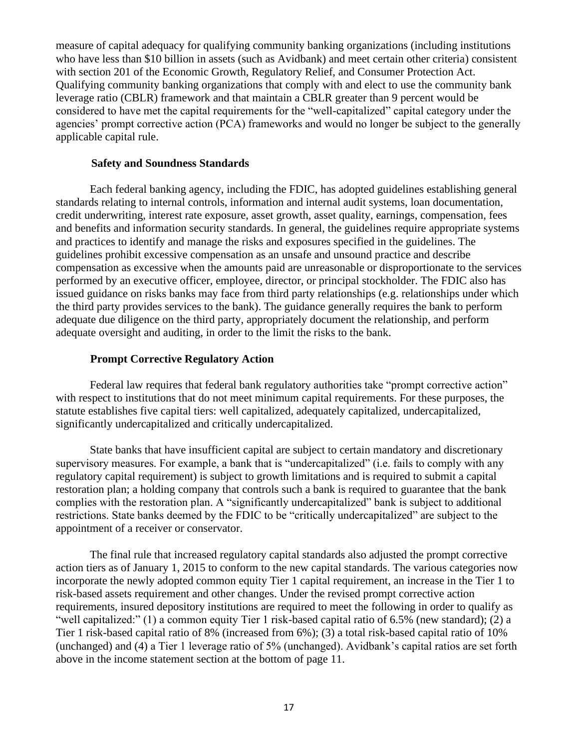measure of capital adequacy for qualifying community banking organizations (including institutions who have less than $10 billion in assets (such as Avidbank) and meet certain other criteria) consistent with section 201 of the Economic Growth, Regulatory Relief, and Consumer Protection Act. Qualifying community banking organizations that comply with and elect to use the community bank leverage ratio (CBLR) framework and that maintain a CBLR greater than 9 percent would be considered to have met the capital requirements for the "well-capitalized" capital category under the agencies' prompt corrective action (PCA) frameworks and would no longer be subject to the generally applicable capital rule.

### Safety and Soundness Standards

Each federal banking agency, including the FDIC, has adopted guidelines establishing general standards relating to internal controls, information and internal audit systems, loan documentation, credit underwriting, interest rate exposure, asset growth, asset quality, earnings, compensation, fees and benefits and information security standards. In general, the guidelines require appropriate systems and practices to identify and manage the risks and exposures specified in the guidelines. The guidelines prohibit excessive compensation as an unsafe and unsound practice and describe compensation as excessive when the amounts paid are unreasonable or disproportionate to the services performed by an executive officer, employee, director, or principal stockholder. The FDIC also has issued guidance on risks banks may face from third party relationships (e.g. relationships under which the third party provides services to the bank). The guidance generally requires the bank to perform adequate due diligence on the third party, appropriately document the relationship, and perform adequate oversight and auditing, in order to the limit the risks to the bank.

### Prompt Corrective Regulatory Action

Federal law requires that federal bank regulatory authorities take "prompt corrective action" with respect to institutions that do not meet minimum capital requirements. For these purposes, the statute establishes five capital tiers: well capitalized, adequately capitalized, undercapitalized, significantly undercapitalized and critically undercapitalized.

State banks that have insufficient capital are subject to certain mandatory and discretionary supervisory measures. For example, a bank that is "undercapitalized" (i.e. fails to comply with any regulatory capital requirement) is subject to growth limitations and is required to submit a capital restoration plan; a holding company that controls such a bank is required to guarantee that the bank complies with the restoration plan. A "significantly undercapitalized" bank is subject to additional restrictions. State banks deemed by the FDIC to be "critically undercapitalized" are subject to the appointment of a receiver or conservator.

The final rule that increased regulatory capital standards also adjusted the prompt corrective action tiers as of January 1, 2015 to conform to the new capital standards. The various categories now incorporate the newly adopted common equity Tier 1 capital requirement, an increase in the Tier 1 to risk-based assets requirement and other changes. Under the revised prompt corrective action requirements, insured depository institutions are required to meet the following in order to qualify as "well capitalized:" (1) a common equity Tier 1 risk-based capital ratio of 6.5% (new standard); (2) a Tier 1 risk-based capital ratio of 8% (increased from 6%); (3) a total risk-based capital ratio of 10% (unchanged) and (4) a Tier 1 leverage ratio of 5% (unchanged). Avidbank's capital ratios are set forth above in the income statement section at the bottom of page 11.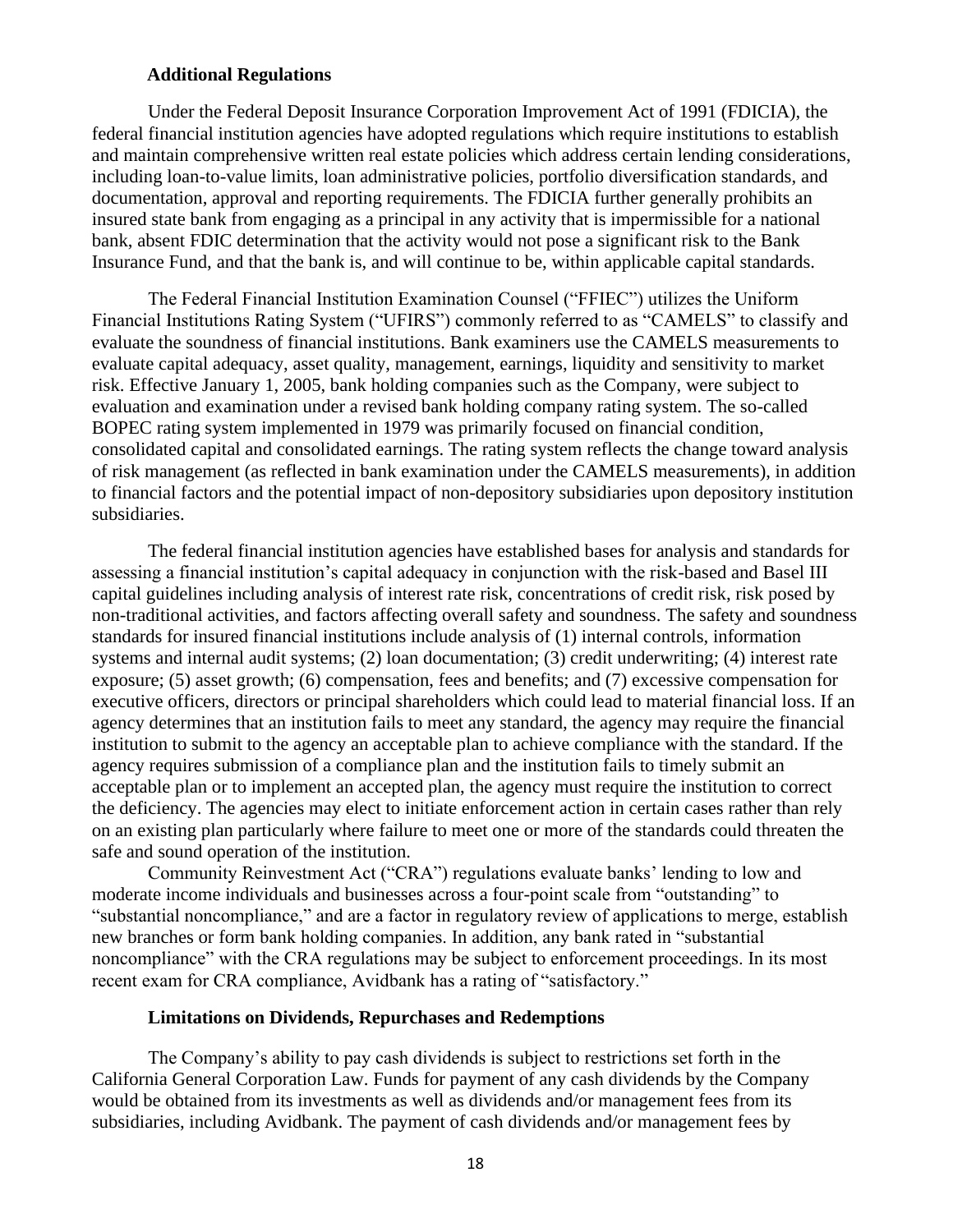### Additional Regulations

Under the Federal Deposit Insurance Corporation Improvement Act of 1991 (FDICIA), the federal financial institution agencies have adopted regulations which require institutions to establish and maintain comprehensive written real estate policies which address certain lending considerations, including loan-to-value limits, loan administrative policies, portfolio diversification standards, and documentation, approval and reporting requirements. The FDICIA further generally prohibits an insured state bank from engaging as a principal in any activity that is impermissible for a national bank, absent FDIC determination that the activity would not pose a significant risk to the Bank Insurance Fund, and that the bank is, and will continue to be, within applicable capital standards.

The Federal Financial Institution Examination Counsel ("FFIEC") utilizes the Uniform Financial Institutions Rating System ("UFIRS") commonly referred to as "CAMELS" to classify and evaluate the soundness of financial institutions. Bank examiners use the CAMELS measurements to evaluate capital adequacy, asset quality, management, earnings, liquidity and sensitivity to market risk. Effective January 1, 2005, bank holding companies such as the Company, were subject to evaluation and examination under a revised bank holding company rating system. The so-called BOPEC rating system implemented in 1979 was primarily focused on financial condition, consolidated capital and consolidated earnings. The rating system reflects the change toward analysis of risk management (as reflected in bank examination under the CAMELS measurements), in addition to financial factors and the potential impact of non-depository subsidiaries upon depository institution subsidiaries.

The federal financial institution agencies have established bases for analysis and standards for assessing a financial institution's capital adequacy in conjunction with the risk-based and Basel III capital guidelines including analysis of interest rate risk, concentrations of credit risk, risk posed by non-traditional activities, and factors affecting overall safety and soundness. The safety and soundness standards for insured financial institutions include analysis of (1) internal controls, information systems and internal audit systems; (2) loan documentation; (3) credit underwriting; (4) interest rate exposure; (5) asset growth; (6) compensation, fees and benefits; and (7) excessive compensation for executive officers, directors or principal shareholders which could lead to material financial loss. If an agency determines that an institution fails to meet any standard, the agency may require the financial institution to submit to the agency an acceptable plan to achieve compliance with the standard. If the agency requires submission of a compliance plan and the institution fails to timely submit an acceptable plan or to implement an accepted plan, the agency must require the institution to correct the deficiency. The agencies may elect to initiate enforcement action in certain cases rather than rely on an existing plan particularly where failure to meet one or more of the standards could threaten the safe and sound operation of the institution.

Community Reinvestment Act ("CRA") regulations evaluate banks' lending to low and moderate income individuals and businesses across a four-point scale from "outstanding" to "substantial noncompliance," and are a factor in regulatory review of applications to merge, establish new branches or form bank holding companies. In addition, any bank rated in "substantial noncompliance" with the CRA regulations may be subject to enforcement proceedings. In its most recent exam for CRA compliance, Avidbank has a rating of "satisfactory."

### Limitations on Dividends, Repurchases and Redemptions

The Company's ability to pay cash dividends is subject to restrictions set forth in the California General Corporation Law. Funds for payment of any cash dividends by the Company would be obtained from its investments as well as dividends and/or management fees from its subsidiaries, including Avidbank. The payment of cash dividends and/or management fees by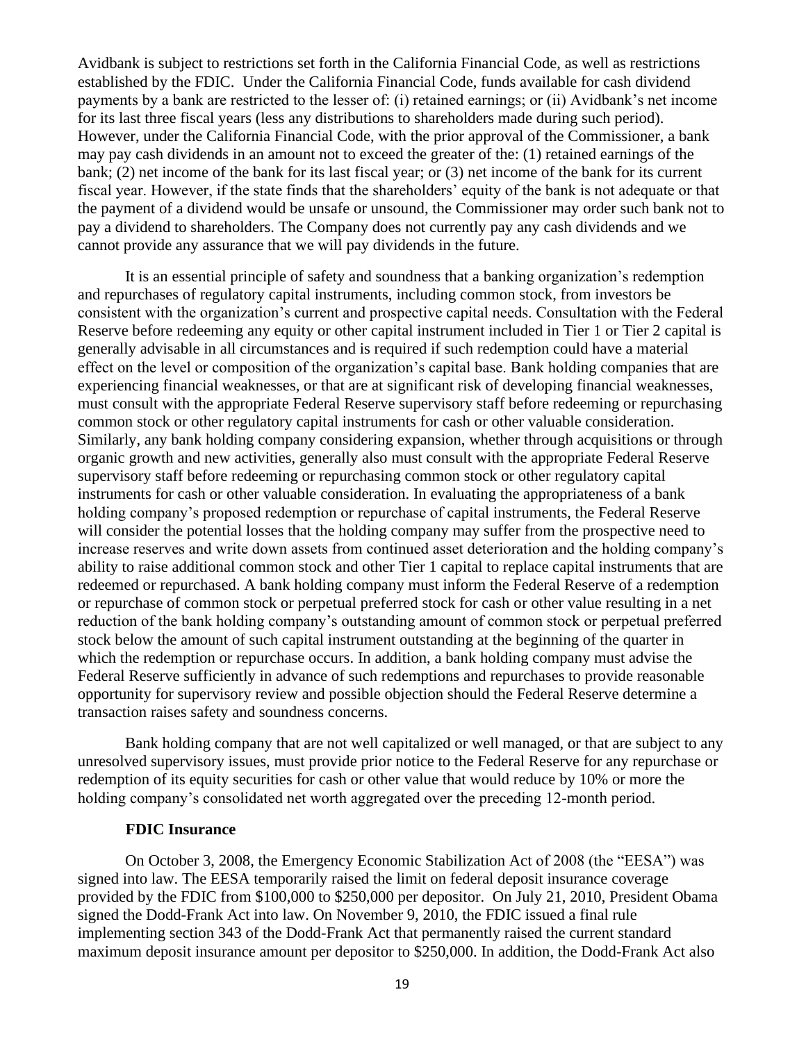Avidbank is subject to restrictions set forth in the California Financial Code, as well as restrictions established by the FDIC. Under the California Financial Code, funds available for cash dividend payments by a bank are restricted to the lesser of: (i) retained earnings; or (ii) Avidbank's net income for its last three fiscal years (less any distributions to shareholders made during such period). However, under the California Financial Code, with the prior approval of the Commissioner, a bank may pay cash dividends in an amount not to exceed the greater of the: (1) retained earnings of the bank; (2) net income of the bank for its last fiscal year; or (3) net income of the bank for its current fiscal year. However, if the state finds that the shareholders' equity of the bank is not adequate or that the payment of a dividend would be unsafe or unsound, the Commissioner may order such bank not to pay a dividend to shareholders. The Company does not currently pay any cash dividends and we cannot provide any assurance that we will pay dividends in the future.

It is an essential principle of safety and soundness that a banking organization's redemption and repurchases of regulatory capital instruments, including common stock, from investors be consistent with the organization's current and prospective capital needs. Consultation with the Federal Reserve before redeeming any equity or other capital instrument included in Tier 1 or Tier 2 capital is generally advisable in all circumstances and is required if such redemption could have a material effect on the level or composition of the organization's capital base. Bank holding companies that are experiencing financial weaknesses, or that are at significant risk of developing financial weaknesses, must consult with the appropriate Federal Reserve supervisory staff before redeeming or repurchasing common stock or other regulatory capital instruments for cash or other valuable consideration. Similarly, any bank holding company considering expansion, whether through acquisitions or through organic growth and new activities, generally also must consult with the appropriate Federal Reserve supervisory staff before redeeming or repurchasing common stock or other regulatory capital instruments for cash or other valuable consideration. In evaluating the appropriateness of a bank holding company's proposed redemption or repurchase of capital instruments, the Federal Reserve will consider the potential losses that the holding company may suffer from the prospective need to increase reserves and write down assets from continued asset deterioration and the holding company's ability to raise additional common stock and other Tier 1 capital to replace capital instruments that are redeemed or repurchased. A bank holding company must inform the Federal Reserve of a redemption or repurchase of common stock or perpetual preferred stock for cash or other value resulting in a net reduction of the bank holding company's outstanding amount of common stock or perpetual preferred stock below the amount of such capital instrument outstanding at the beginning of the quarter in which the redemption or repurchase occurs. In addition, a bank holding company must advise the Federal Reserve sufficiently in advance of such redemptions and repurchases to provide reasonable opportunity for supervisory review and possible objection should the Federal Reserve determine a transaction raises safety and soundness concerns.

Bank holding company that are not well capitalized or well managed, or that are subject to any unresolved supervisory issues, must provide prior notice to the Federal Reserve for any repurchase or redemption of its equity securities for cash or other value that would reduce by 10% or more the holding company's consolidated net worth aggregated over the preceding 12-month period.

**FDIC Insurance**

On October 3, 2008, the Emergency Economic Stabilization Act of 2008 (the "EESA") was signed into law. The EESA temporarily raised the limit on federal deposit insurance coverage provided by the FDIC from $100,000 to $250,000 per depositor. On July 21, 2010, President Obama signed the Dodd-Frank Act into law. On November 9, 2010, the FDIC issued a final rule implementing section 343 of the Dodd-Frank Act that permanently raised the current standard maximum deposit insurance amount per depositor to $250,000. In addition, the Dodd-Frank Act also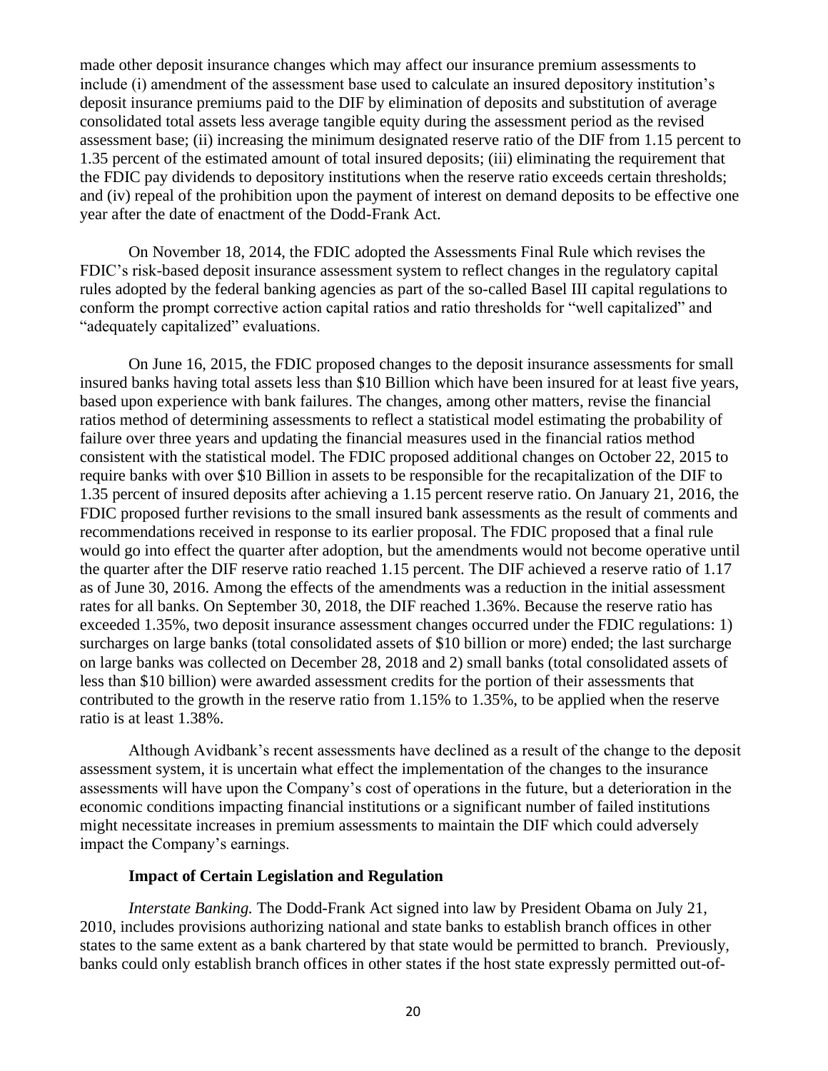made other deposit insurance changes which may affect our insurance premium assessments to include (i) amendment of the assessment base used to calculate an insured depository institution's deposit insurance premiums paid to the DIF by elimination of deposits and substitution of average consolidated total assets less average tangible equity during the assessment period as the revised assessment base; (ii) increasing the minimum designated reserve ratio of the DIF from 1.15 percent to 1.35 percent of the estimated amount of total insured deposits; (iii) eliminating the requirement that the FDIC pay dividends to depository institutions when the reserve ratio exceeds certain thresholds; and (iv) repeal of the prohibition upon the payment of interest on demand deposits to be effective one year after the date of enactment of the Dodd-Frank Act.

On November 18, 2014, the FDIC adopted the Assessments Final Rule which revises the FDIC's risk-based deposit insurance assessment system to reflect changes in the regulatory capital rules adopted by the federal banking agencies as part of the so-called Basel III capital regulations to conform the prompt corrective action capital ratios and ratio thresholds for "well capitalized" and "adequately capitalized" evaluations.

On June 16, 2015, the FDIC proposed changes to the deposit insurance assessments for small insured banks having total assets less than \$10 Billion which have been insured for at least five years, based upon experience with bank failures. The changes, among other matters, revise the financial ratios method of determining assessments to reflect a statistical model estimating the probability of failure over three years and updating the financial measures used in the financial ratios method consistent with the statistical model. The FDIC proposed additional changes on October 22, 2015 to require banks with over \$10 Billion in assets to be responsible for the recapitalization of the DIF to 1.35 percent of insured deposits after achieving a 1.15 percent reserve ratio. On January 21, 2016, the FDIC proposed further revisions to the small insured bank assessments as the result of comments and recommendations received in response to its earlier proposal. The FDIC proposed that a final rule would go into effect the quarter after adoption, but the amendments would not become operative until the quarter after the DIF reserve ratio reached 1.15 percent. The DIF achieved a reserve ratio of 1.17 as of June 30, 2016. Among the effects of the amendments was a reduction in the initial assessment rates for all banks. On September 30, 2018, the DIF reached 1.36%. Because the reserve ratio has exceeded 1.35%, two deposit insurance assessment changes occurred under the FDIC regulations: 1) surcharges on large banks (total consolidated assets of \$10 billion or more) ended; the last surcharge on large banks was collected on December 28, 2018 and 2) small banks (total consolidated assets of less than \$10 billion) were awarded assessment credits for the portion of their assessments that contributed to the growth in the reserve ratio from 1.15% to 1.35%, to be applied when the reserve ratio is at least 1.38%.

Although Avidbank's recent assessments have declined as a result of the change to the deposit assessment system, it is uncertain what effect the implementation of the changes to the insurance assessments will have upon the Company's cost of operations in the future, but a deterioration in the economic conditions impacting financial institutions or a significant number of failed institutions might necessitate increases in premium assessments to maintain the DIF which could adversely impact the Company's earnings.

### Impact of Certain Legislation and Regulation

*Interstate Banking.* The Dodd-Frank Act signed into law by President Obama on July 21, 2010, includes provisions authorizing national and state banks to establish branch offices in other states to the same extent as a bank chartered by that state would be permitted to branch. Previously, banks could only establish branch offices in other states if the host state expressly permitted out-of-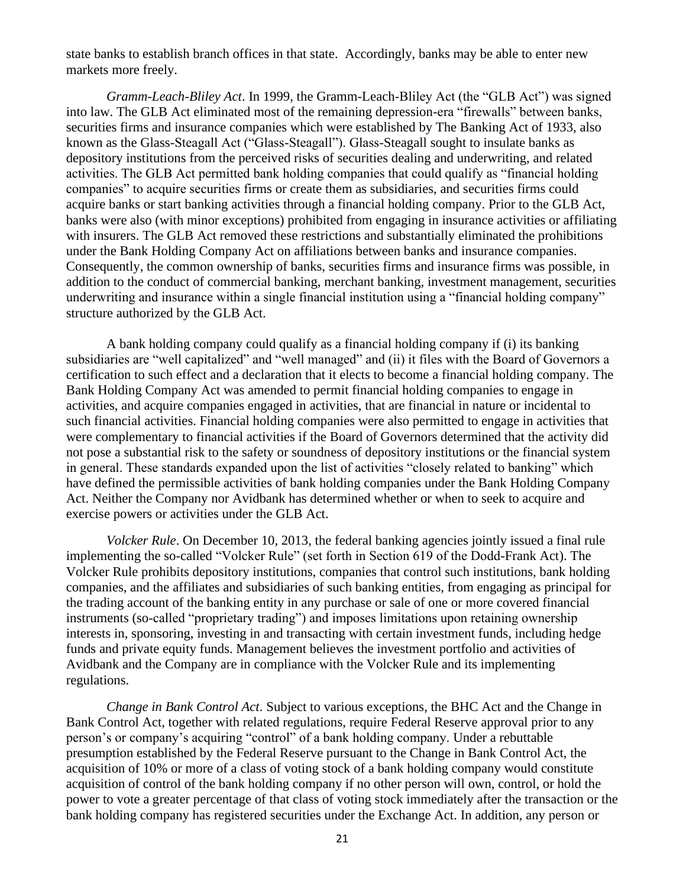state banks to establish branch offices in that state. Accordingly, banks may be able to enter new markets more freely.

*Gramm-Leach-Bliley Act*. In 1999, the Gramm-Leach-Bliley Act (the "GLB Act") was signed into law. The GLB Act eliminated most of the remaining depression-era "firewalls" between banks, securities firms and insurance companies which were established by The Banking Act of 1933, also known as the Glass-Steagall Act ("Glass-Steagall"). Glass-Steagall sought to insulate banks as depository institutions from the perceived risks of securities dealing and underwriting, and related activities. The GLB Act permitted bank holding companies that could qualify as "financial holding companies" to acquire securities firms or create them as subsidiaries, and securities firms could acquire banks or start banking activities through a financial holding company. Prior to the GLB Act, banks were also (with minor exceptions) prohibited from engaging in insurance activities or affiliating with insurers. The GLB Act removed these restrictions and substantially eliminated the prohibitions under the Bank Holding Company Act on affiliations between banks and insurance companies. Consequently, the common ownership of banks, securities firms and insurance firms was possible, in addition to the conduct of commercial banking, merchant banking, investment management, securities underwriting and insurance within a single financial institution using a "financial holding company" structure authorized by the GLB Act.

A bank holding company could qualify as a financial holding company if (i) its banking subsidiaries are "well capitalized" and "well managed" and (ii) it files with the Board of Governors a certification to such effect and a declaration that it elects to become a financial holding company. The Bank Holding Company Act was amended to permit financial holding companies to engage in activities, and acquire companies engaged in activities, that are financial in nature or incidental to such financial activities. Financial holding companies were also permitted to engage in activities that were complementary to financial activities if the Board of Governors determined that the activity did not pose a substantial risk to the safety or soundness of depository institutions or the financial system in general. These standards expanded upon the list of activities "closely related to banking" which have defined the permissible activities of bank holding companies under the Bank Holding Company Act. Neither the Company nor Avidbank has determined whether or when to seek to acquire and exercise powers or activities under the GLB Act.

*Volcker Rule*. On December 10, 2013, the federal banking agencies jointly issued a final rule implementing the so-called "Volcker Rule" (set forth in Section 619 of the Dodd-Frank Act). The Volcker Rule prohibits depository institutions, companies that control such institutions, bank holding companies, and the affiliates and subsidiaries of such banking entities, from engaging as principal for the trading account of the banking entity in any purchase or sale of one or more covered financial instruments (so-called "proprietary trading") and imposes limitations upon retaining ownership interests in, sponsoring, investing in and transacting with certain investment funds, including hedge funds and private equity funds. Management believes the investment portfolio and activities of Avidbank and the Company are in compliance with the Volcker Rule and its implementing regulations.

*Change in Bank Control Act*. Subject to various exceptions, the BHC Act and the Change in Bank Control Act, together with related regulations, require Federal Reserve approval prior to any person's or company's acquiring "control" of a bank holding company. Under a rebuttable presumption established by the Federal Reserve pursuant to the Change in Bank Control Act, the acquisition of 10% or more of a class of voting stock of a bank holding company would constitute acquisition of control of the bank holding company if no other person will own, control, or hold the power to vote a greater percentage of that class of voting stock immediately after the transaction or the bank holding company has registered securities under the Exchange Act. In addition, any person or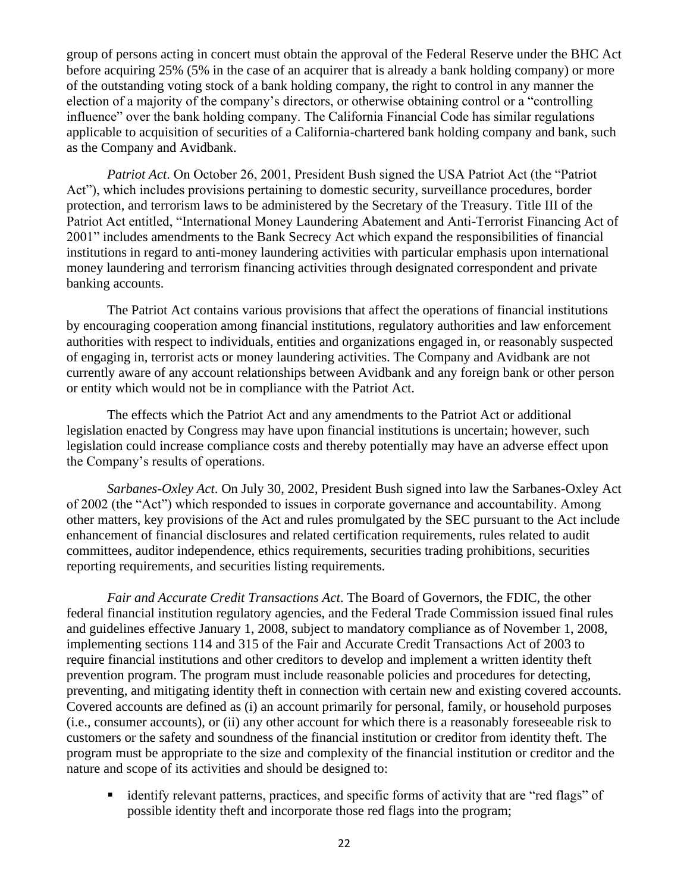group of persons acting in concert must obtain the approval of the Federal Reserve under the BHC Act before acquiring 25% (5% in the case of an acquirer that is already a bank holding company) or more of the outstanding voting stock of a bank holding company, the right to control in any manner the election of a majority of the company's directors, or otherwise obtaining control or a "controlling influence" over the bank holding company. The California Financial Code has similar regulations applicable to acquisition of securities of a California-chartered bank holding company and bank, such as the Company and Avidbank.

*Patriot Act*. On October 26, 2001, President Bush signed the USA Patriot Act (the "Patriot Act"), which includes provisions pertaining to domestic security, surveillance procedures, border protection, and terrorism laws to be administered by the Secretary of the Treasury. Title III of the Patriot Act entitled, "International Money Laundering Abatement and Anti-Terrorist Financing Act of 2001" includes amendments to the Bank Secrecy Act which expand the responsibilities of financial institutions in regard to anti-money laundering activities with particular emphasis upon international money laundering and terrorism financing activities through designated correspondent and private banking accounts.

The Patriot Act contains various provisions that affect the operations of financial institutions by encouraging cooperation among financial institutions, regulatory authorities and law enforcement authorities with respect to individuals, entities and organizations engaged in, or reasonably suspected of engaging in, terrorist acts or money laundering activities. The Company and Avidbank are not currently aware of any account relationships between Avidbank and any foreign bank or other person or entity which would not be in compliance with the Patriot Act.

The effects which the Patriot Act and any amendments to the Patriot Act or additional legislation enacted by Congress may have upon financial institutions is uncertain; however, such legislation could increase compliance costs and thereby potentially may have an adverse effect upon the Company's results of operations.

*Sarbanes-Oxley Act*. On July 30, 2002, President Bush signed into law the Sarbanes-Oxley Act of 2002 (the "Act") which responded to issues in corporate governance and accountability. Among other matters, key provisions of the Act and rules promulgated by the SEC pursuant to the Act include enhancement of financial disclosures and related certification requirements, rules related to audit committees, auditor independence, ethics requirements, securities trading prohibitions, securities reporting requirements, and securities listing requirements.

*Fair and Accurate Credit Transactions Act*. The Board of Governors, the FDIC, the other federal financial institution regulatory agencies, and the Federal Trade Commission issued final rules and guidelines effective January 1, 2008, subject to mandatory compliance as of November 1, 2008, implementing sections 114 and 315 of the Fair and Accurate Credit Transactions Act of 2003 to require financial institutions and other creditors to develop and implement a written identity theft prevention program. The program must include reasonable policies and procedures for detecting, preventing, and mitigating identity theft in connection with certain new and existing covered accounts. Covered accounts are defined as (i) an account primarily for personal, family, or household purposes (i.e., consumer accounts), or (ii) any other account for which there is a reasonably foreseeable risk to customers or the safety and soundness of the financial institution or creditor from identity theft. The program must be appropriate to the size and complexity of the financial institution or creditor and the nature and scope of its activities and should be designed to:

- identify relevant patterns, practices, and specific forms of activity that are "red flags" of possible identity theft and incorporate those red flags into the program;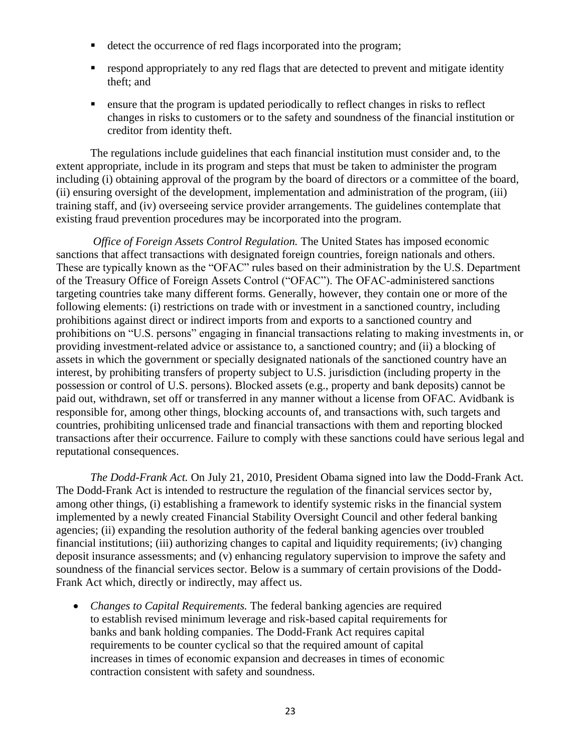- detect the occurrence of red flags incorporated into the program;
- respond appropriately to any red flags that are detected to prevent and mitigate identity theft; and
- ensure that the program is updated periodically to reflect changes in risks to reflect changes in risks to customers or to the safety and soundness of the financial institution or creditor from identity theft.

The regulations include guidelines that each financial institution must consider and, to the extent appropriate, include in its program and steps that must be taken to administer the program including (i) obtaining approval of the program by the board of directors or a committee of the board, (ii) ensuring oversight of the development, implementation and administration of the program, (iii) training staff, and (iv) overseeing service provider arrangements. The guidelines contemplate that existing fraud prevention procedures may be incorporated into the program.

*Office of Foreign Assets Control Regulation.* The United States has imposed economic sanctions that affect transactions with designated foreign countries, foreign nationals and others. These are typically known as the "OFAC" rules based on their administration by the U.S. Department of the Treasury Office of Foreign Assets Control ("OFAC"). The OFAC-administered sanctions targeting countries take many different forms. Generally, however, they contain one or more of the following elements: (i) restrictions on trade with or investment in a sanctioned country, including prohibitions against direct or indirect imports from and exports to a sanctioned country and prohibitions on "U.S. persons" engaging in financial transactions relating to making investments in, or providing investment-related advice or assistance to, a sanctioned country; and (ii) a blocking of assets in which the government or specially designated nationals of the sanctioned country have an interest, by prohibiting transfers of property subject to U.S. jurisdiction (including property in the possession or control of U.S. persons). Blocked assets (e.g., property and bank deposits) cannot be paid out, withdrawn, set off or transferred in any manner without a license from OFAC. Avidbank is responsible for, among other things, blocking accounts of, and transactions with, such targets and countries, prohibiting unlicensed trade and financial transactions with them and reporting blocked transactions after their occurrence. Failure to comply with these sanctions could have serious legal and reputational consequences.

*The Dodd-Frank Act.* On July 21, 2010, President Obama signed into law the Dodd-Frank Act. The Dodd-Frank Act is intended to restructure the regulation of the financial services sector by, among other things, (i) establishing a framework to identify systemic risks in the financial system implemented by a newly created Financial Stability Oversight Council and other federal banking agencies; (ii) expanding the resolution authority of the federal banking agencies over troubled financial institutions; (iii) authorizing changes to capital and liquidity requirements; (iv) changing deposit insurance assessments; and (v) enhancing regulatory supervision to improve the safety and soundness of the financial services sector. Below is a summary of certain provisions of the Dodd-Frank Act which, directly or indirectly, may affect us.

- *Changes to Capital Requirements.* The federal banking agencies are required to establish revised minimum leverage and risk-based capital requirements for banks and bank holding companies. The Dodd-Frank Act requires capital requirements to be counter cyclical so that the required amount of capital increases in times of economic expansion and decreases in times of economic contraction consistent with safety and soundness.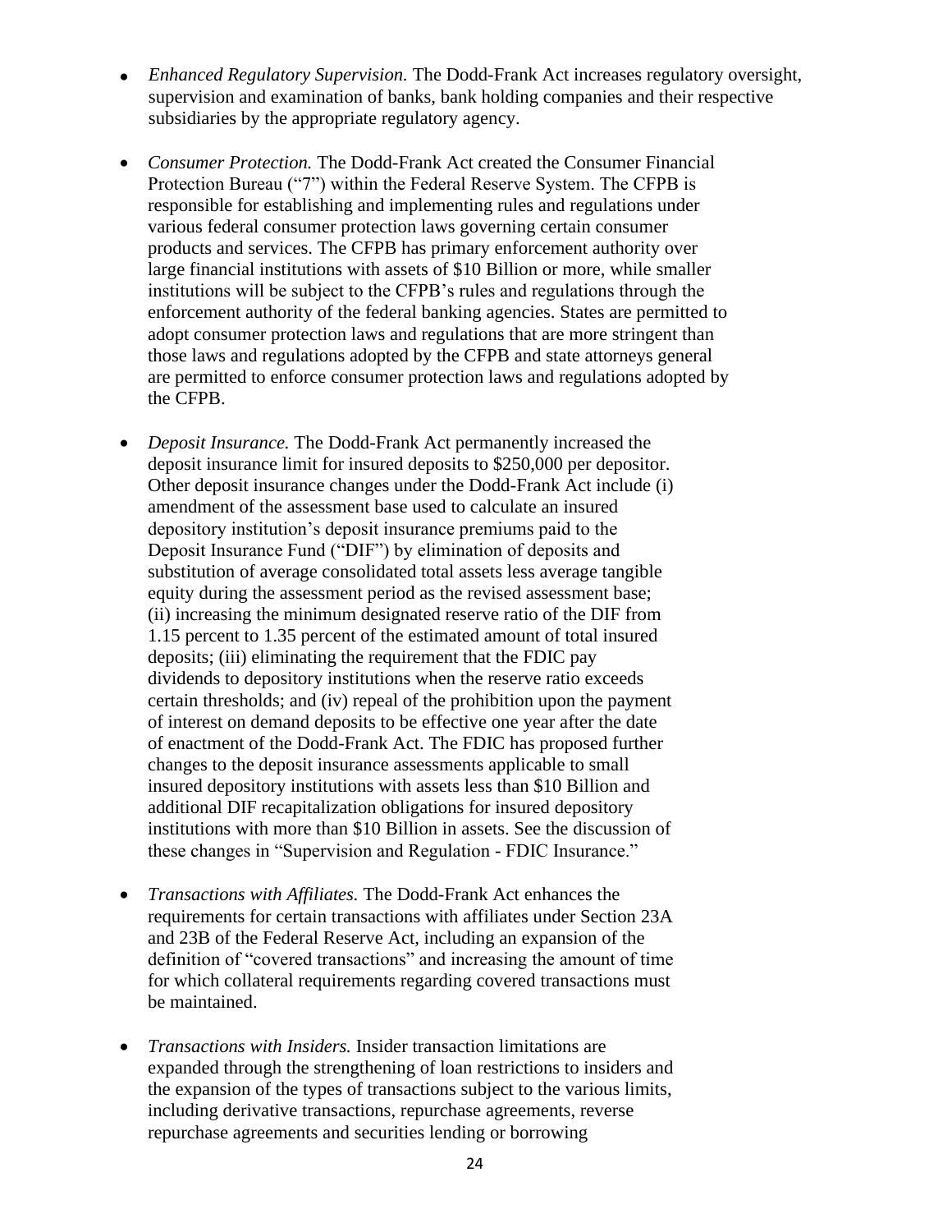- *Enhanced Regulatory Supervision.* The Dodd-Frank Act increases regulatory oversight, supervision and examination of banks, bank holding companies and their respective subsidiaries by the appropriate regulatory agency.

- *Consumer Protection.* The Dodd-Frank Act created the Consumer Financial Protection Bureau ("7") within the Federal Reserve System. The CFPB is responsible for establishing and implementing rules and regulations under various federal consumer protection laws governing certain consumer products and services. The CFPB has primary enforcement authority over large financial institutions with assets of $10 Billion or more, while smaller institutions will be subject to the CFPB's rules and regulations through the enforcement authority of the federal banking agencies. States are permitted to adopt consumer protection laws and regulations that are more stringent than those laws and regulations adopted by the CFPB and state attorneys general are permitted to enforce consumer protection laws and regulations adopted by the CFPB.

- *Deposit Insurance.* The Dodd-Frank Act permanently increased the deposit insurance limit for insured deposits to $250,000 per depositor. Other deposit insurance changes under the Dodd-Frank Act include (i) amendment of the assessment base used to calculate an insured depository institution's deposit insurance premiums paid to the Deposit Insurance Fund ("DIF") by elimination of deposits and substitution of average consolidated total assets less average tangible equity during the assessment period as the revised assessment base; (ii) increasing the minimum designated reserve ratio of the DIF from 1.15 percent to 1.35 percent of the estimated amount of total insured deposits; (iii) eliminating the requirement that the FDIC pay dividends to depository institutions when the reserve ratio exceeds certain thresholds; and (iv) repeal of the prohibition upon the payment of interest on demand deposits to be effective one year after the date of enactment of the Dodd-Frank Act. The FDIC has proposed further changes to the deposit insurance assessments applicable to small insured depository institutions with assets less than $10 Billion and additional DIF recapitalization obligations for insured depository institutions with more than $10 Billion in assets. See the discussion of these changes in "Supervision and Regulation - FDIC Insurance."

- *Transactions with Affiliates.* The Dodd-Frank Act enhances the requirements for certain transactions with affiliates under Section 23A and 23B of the Federal Reserve Act, including an expansion of the definition of "covered transactions" and increasing the amount of time for which collateral requirements regarding covered transactions must be maintained.

- *Transactions with Insiders.* Insider transaction limitations are expanded through the strengthening of loan restrictions to insiders and the expansion of the types of transactions subject to the various limits, including derivative transactions, repurchase agreements, reverse repurchase agreements and securities lending or borrowing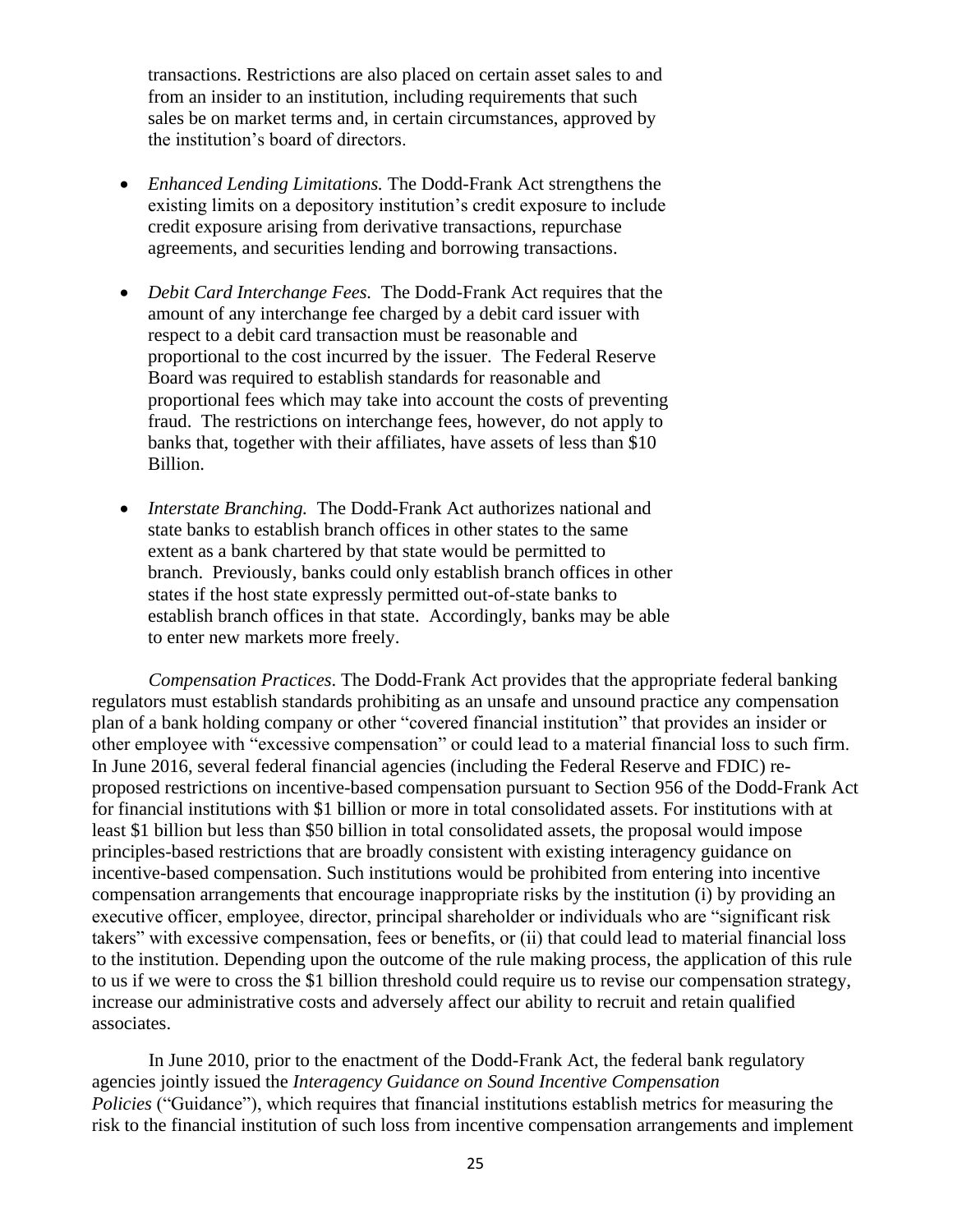transactions. Restrictions are also placed on certain asset sales to and from an insider to an institution, including requirements that such sales be on market terms and, in certain circumstances, approved by the institution's board of directors.

- *Enhanced Lending Limitations.* The Dodd-Frank Act strengthens the existing limits on a depository institution's credit exposure to include credit exposure arising from derivative transactions, repurchase agreements, and securities lending and borrowing transactions.

- *Debit Card Interchange Fees.* The Dodd-Frank Act requires that the amount of any interchange fee charged by a debit card issuer with respect to a debit card transaction must be reasonable and proportional to the cost incurred by the issuer. The Federal Reserve Board was required to establish standards for reasonable and proportional fees which may take into account the costs of preventing fraud. The restrictions on interchange fees, however, do not apply to banks that, together with their affiliates, have assets of less than $10 Billion.

- *Interstate Branching.* The Dodd-Frank Act authorizes national and state banks to establish branch offices in other states to the same extent as a bank chartered by that state would be permitted to branch. Previously, banks could only establish branch offices in other states if the host state expressly permitted out-of-state banks to establish branch offices in that state. Accordingly, banks may be able to enter new markets more freely.

*Compensation Practices*. The Dodd-Frank Act provides that the appropriate federal banking regulators must establish standards prohibiting as an unsafe and unsound practice any compensation plan of a bank holding company or other "covered financial institution" that provides an insider or other employee with "excessive compensation" or could lead to a material financial loss to such firm. In June 2016, several federal financial agencies (including the Federal Reserve and FDIC) re-proposed restrictions on incentive-based compensation pursuant to Section 956 of the Dodd-Frank Act for financial institutions with $1 billion or more in total consolidated assets. For institutions with at least $1 billion but less than $50 billion in total consolidated assets, the proposal would impose principles-based restrictions that are broadly consistent with existing interagency guidance on incentive-based compensation. Such institutions would be prohibited from entering into incentive compensation arrangements that encourage inappropriate risks by the institution (i) by providing an executive officer, employee, director, principal shareholder or individuals who are "significant risk takers" with excessive compensation, fees or benefits, or (ii) that could lead to material financial loss to the institution. Depending upon the outcome of the rule making process, the application of this rule to us if we were to cross the $1 billion threshold could require us to revise our compensation strategy, increase our administrative costs and adversely affect our ability to recruit and retain qualified associates.

In June 2010, prior to the enactment of the Dodd-Frank Act, the federal bank regulatory agencies jointly issued the *Interagency Guidance on Sound Incentive Compensation Policies* ("Guidance"), which requires that financial institutions establish metrics for measuring the risk to the financial institution of such loss from incentive compensation arrangements and implement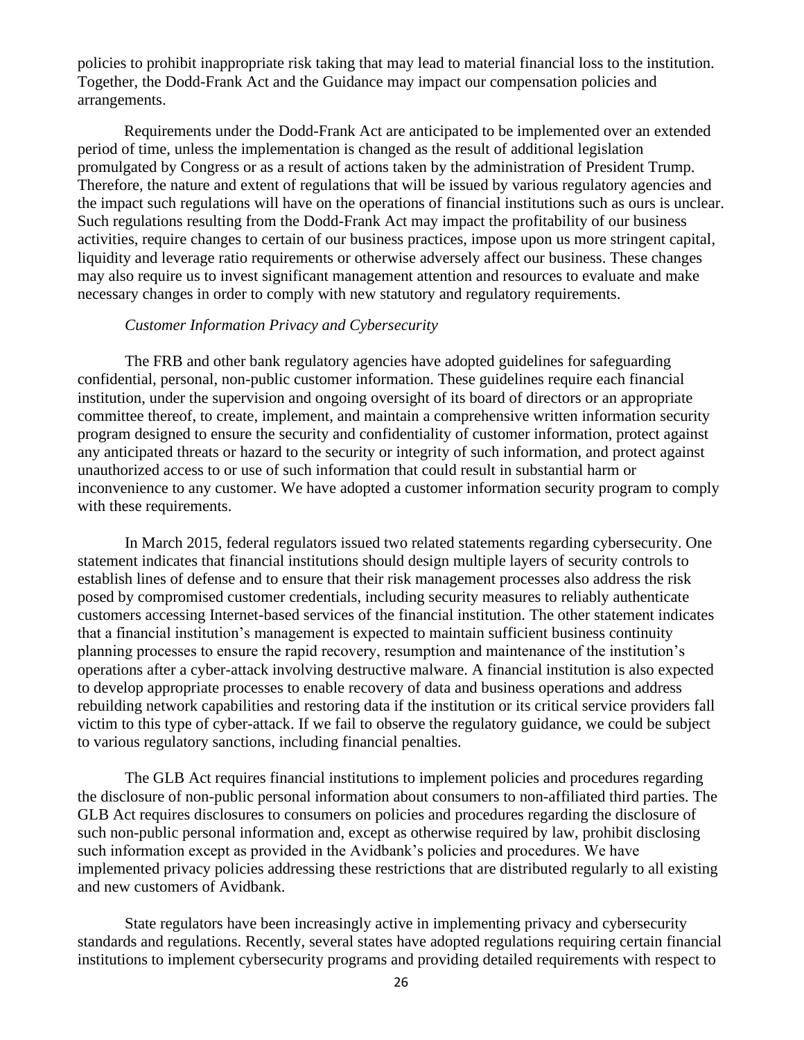policies to prohibit inappropriate risk taking that may lead to material financial loss to the institution. Together, the Dodd-Frank Act and the Guidance may impact our compensation policies and arrangements.

Requirements under the Dodd-Frank Act are anticipated to be implemented over an extended period of time, unless the implementation is changed as the result of additional legislation promulgated by Congress or as a result of actions taken by the administration of President Trump. Therefore, the nature and extent of regulations that will be issued by various regulatory agencies and the impact such regulations will have on the operations of financial institutions such as ours is unclear. Such regulations resulting from the Dodd-Frank Act may impact the profitability of our business activities, require changes to certain of our business practices, impose upon us more stringent capital, liquidity and leverage ratio requirements or otherwise adversely affect our business. These changes may also require us to invest significant management attention and resources to evaluate and make necessary changes in order to comply with new statutory and regulatory requirements.

*Customer Information Privacy and Cybersecurity*

The FRB and other bank regulatory agencies have adopted guidelines for safeguarding confidential, personal, non-public customer information. These guidelines require each financial institution, under the supervision and ongoing oversight of its board of directors or an appropriate committee thereof, to create, implement, and maintain a comprehensive written information security program designed to ensure the security and confidentiality of customer information, protect against any anticipated threats or hazard to the security or integrity of such information, and protect against unauthorized access to or use of such information that could result in substantial harm or inconvenience to any customer. We have adopted a customer information security program to comply with these requirements.

In March 2015, federal regulators issued two related statements regarding cybersecurity. One statement indicates that financial institutions should design multiple layers of security controls to establish lines of defense and to ensure that their risk management processes also address the risk posed by compromised customer credentials, including security measures to reliably authenticate customers accessing Internet-based services of the financial institution. The other statement indicates that a financial institution's management is expected to maintain sufficient business continuity planning processes to ensure the rapid recovery, resumption and maintenance of the institution's operations after a cyber-attack involving destructive malware. A financial institution is also expected to develop appropriate processes to enable recovery of data and business operations and address rebuilding network capabilities and restoring data if the institution or its critical service providers fall victim to this type of cyber-attack. If we fail to observe the regulatory guidance, we could be subject to various regulatory sanctions, including financial penalties.

The GLB Act requires financial institutions to implement policies and procedures regarding the disclosure of non-public personal information about consumers to non-affiliated third parties. The GLB Act requires disclosures to consumers on policies and procedures regarding the disclosure of such non-public personal information and, except as otherwise required by law, prohibit disclosing such information except as provided in the Avidbank's policies and procedures. We have implemented privacy policies addressing these restrictions that are distributed regularly to all existing and new customers of Avidbank.

State regulators have been increasingly active in implementing privacy and cybersecurity standards and regulations. Recently, several states have adopted regulations requiring certain financial institutions to implement cybersecurity programs and providing detailed requirements with respect to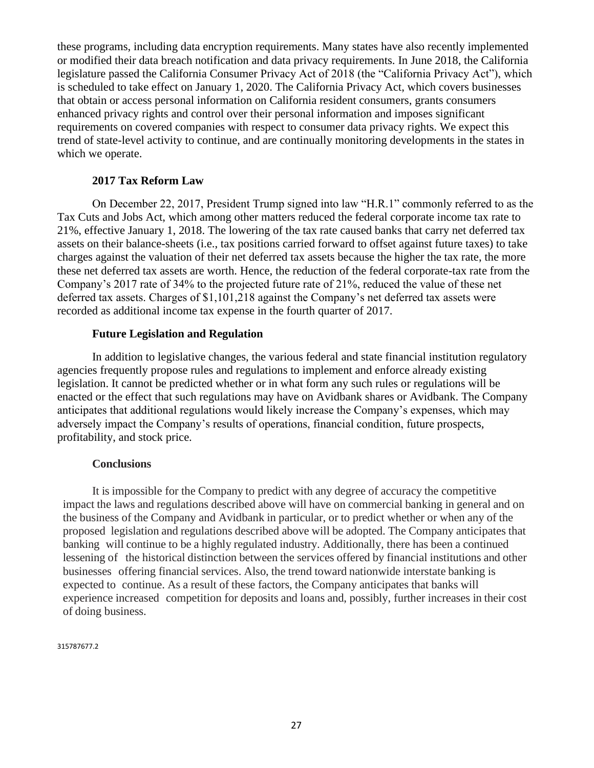these programs, including data encryption requirements. Many states have also recently implemented or modified their data breach notification and data privacy requirements. In June 2018, the California legislature passed the California Consumer Privacy Act of 2018 (the "California Privacy Act"), which is scheduled to take effect on January 1, 2020. The California Privacy Act, which covers businesses that obtain or access personal information on California resident consumers, grants consumers enhanced privacy rights and control over their personal information and imposes significant requirements on covered companies with respect to consumer data privacy rights. We expect this trend of state-level activity to continue, and are continually monitoring developments in the states in which we operate.

### 2017 Tax Reform Law

On December 22, 2017, President Trump signed into law "H.R.1" commonly referred to as the Tax Cuts and Jobs Act, which among other matters reduced the federal corporate income tax rate to 21%, effective January 1, 2018. The lowering of the tax rate caused banks that carry net deferred tax assets on their balance-sheets (i.e., tax positions carried forward to offset against future taxes) to take charges against the valuation of their net deferred tax assets because the higher the tax rate, the more these net deferred tax assets are worth. Hence, the reduction of the federal corporate-tax rate from the Company's 2017 rate of 34% to the projected future rate of 21%, reduced the value of these net deferred tax assets. Charges of $1,101,218 against the Company's net deferred tax assets were recorded as additional income tax expense in the fourth quarter of 2017.

### Future Legislation and Regulation

In addition to legislative changes, the various federal and state financial institution regulatory agencies frequently propose rules and regulations to implement and enforce already existing legislation. It cannot be predicted whether or in what form any such rules or regulations will be enacted or the effect that such regulations may have on Avidbank shares or Avidbank. The Company anticipates that additional regulations would likely increase the Company's expenses, which may adversely impact the Company's results of operations, financial condition, future prospects, profitability, and stock price.

### Conclusions

It is impossible for the Company to predict with any degree of accuracy the competitive impact the laws and regulations described above will have on commercial banking in general and on the business of the Company and Avidbank in particular, or to predict whether or when any of the proposed legislation and regulations described above will be adopted. The Company anticipates that banking will continue to be a highly regulated industry. Additionally, there has been a continued lessening of the historical distinction between the services offered by financial institutions and other businesses offering financial services. Also, the trend toward nationwide interstate banking is expected to continue. As a result of these factors, the Company anticipates that banks will experience increased competition for deposits and loans and, possibly, further increases in their cost of doing business.

315787677.2